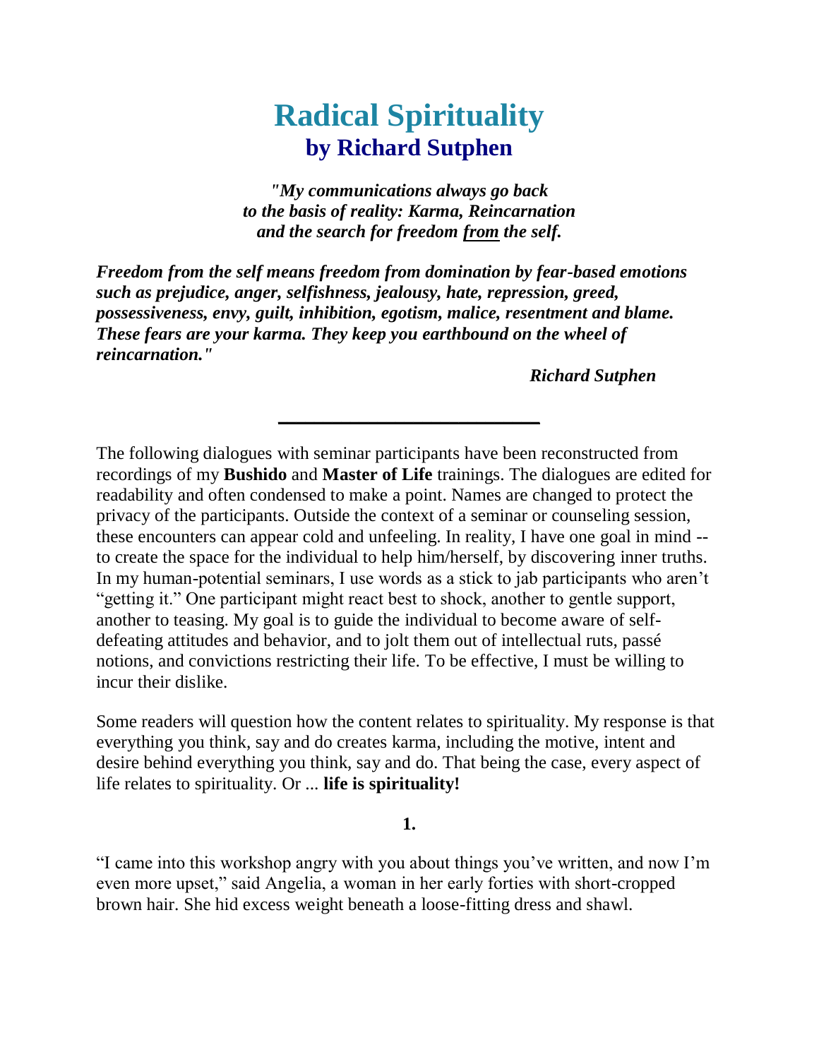# Radical Spirituality

## by Richard Sutphen

***"My communications always go back to the basis of reality: Karma, Reincarnation and the search for freedom <u>from</u> the self.***

***Freedom from the self means freedom from domination by fear-based emotions such as prejudice, anger, selfishness, jealousy, hate, repression, greed, possessiveness, envy, guilt, inhibition, egotism, malice, resentment and blame. These fears are your karma. They keep you earthbound on the wheel of reincarnation."***

***Richard Sutphen***

---

The following dialogues with seminar participants have been reconstructed from recordings of my **Bushido** and **Master of Life** trainings. The dialogues are edited for readability and often condensed to make a point. Names are changed to protect the privacy of the participants. Outside the context of a seminar or counseling session, these encounters can appear cold and unfeeling. In reality, I have one goal in mind -- to create the space for the individual to help him/herself, by discovering inner truths. In my human-potential seminars, I use words as a stick to jab participants who aren't "getting it." One participant might react best to shock, another to gentle support, another to teasing. My goal is to guide the individual to become aware of self-defeating attitudes and behavior, and to jolt them out of intellectual ruts, passé notions, and convictions restricting their life. To be effective, I must be willing to incur their dislike.

Some readers will question how the content relates to spirituality. My response is that everything you think, say and do creates karma, including the motive, intent and desire behind everything you think, say and do. That being the case, every aspect of life relates to spirituality. Or ... **life is spirituality!**

**1.**

"I came into this workshop angry with you about things you've written, and now I'm even more upset," said Angelia, a woman in her early forties with short-cropped brown hair. She hid excess weight beneath a loose-fitting dress and shawl.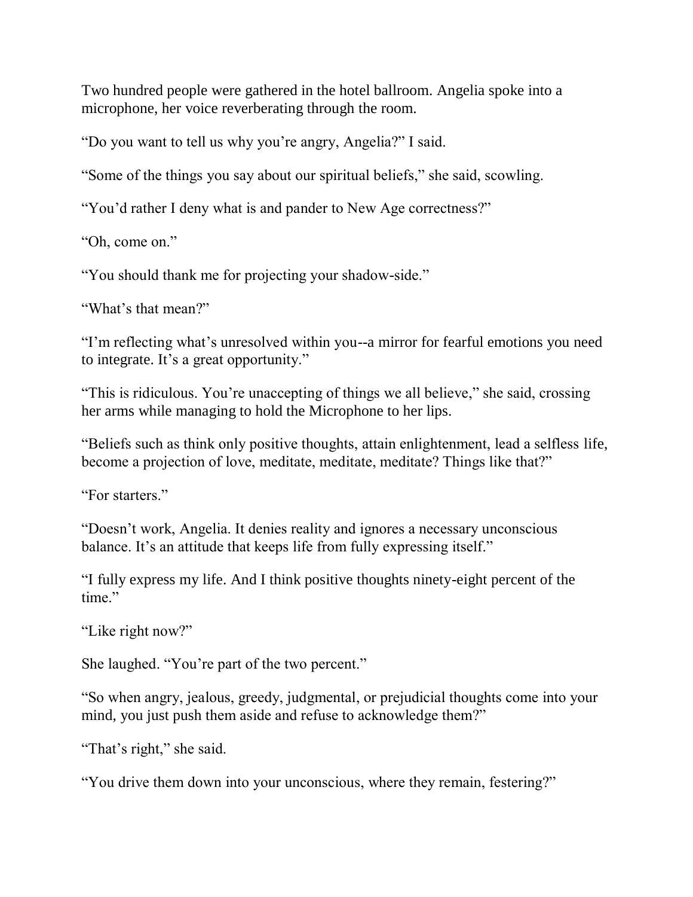Two hundred people were gathered in the hotel ballroom. Angelia spoke into a microphone, her voice reverberating through the room.

"Do you want to tell us why you're angry, Angelia?" I said.

"Some of the things you say about our spiritual beliefs," she said, scowling.

"You'd rather I deny what is and pander to New Age correctness?"

"Oh, come on."

"You should thank me for projecting your shadow-side."

"What's that mean?"

"I'm reflecting what's unresolved within you--a mirror for fearful emotions you need to integrate. It's a great opportunity."

"This is ridiculous. You're unaccepting of things we all believe," she said, crossing her arms while managing to hold the Microphone to her lips.

"Beliefs such as think only positive thoughts, attain enlightenment, lead a selfless life, become a projection of love, meditate, meditate, meditate? Things like that?"

"For starters."

"Doesn't work, Angelia. It denies reality and ignores a necessary unconscious balance. It's an attitude that keeps life from fully expressing itself."

"I fully express my life. And I think positive thoughts ninety-eight percent of the time."

"Like right now?"

She laughed. "You're part of the two percent."

"So when angry, jealous, greedy, judgmental, or prejudicial thoughts come into your mind, you just push them aside and refuse to acknowledge them?"

"That's right," she said.

"You drive them down into your unconscious, where they remain, festering?"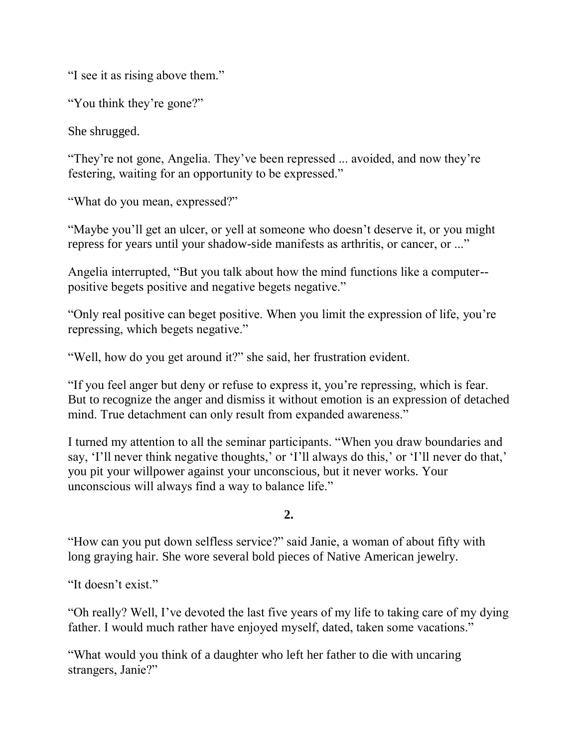"I see it as rising above them."

"You think they're gone?"

She shrugged.

"They're not gone, Angelia. They've been repressed ... avoided, and now they're festering, waiting for an opportunity to be expressed."

"What do you mean, expressed?"

"Maybe you'll get an ulcer, or yell at someone who doesn't deserve it, or you might repress for years until your shadow-side manifests as arthritis, or cancer, or ..."

Angelia interrupted, "But you talk about how the mind functions like a computer--positive begets positive and negative begets negative."

"Only real positive can beget positive. When you limit the expression of life, you're repressing, which begets negative."

"Well, how do you get around it?" she said, her frustration evident.

"If you feel anger but deny or refuse to express it, you're repressing, which is fear. But to recognize the anger and dismiss it without emotion is an expression of detached mind. True detachment can only result from expanded awareness."

I turned my attention to all the seminar participants. "When you draw boundaries and say, 'I'll never think negative thoughts,' or 'I'll always do this,' or 'I'll never do that,' you pit your willpower against your unconscious, but it never works. Your unconscious will always find a way to balance life."

**2.**

"How can you put down selfless service?" said Janie, a woman of about fifty with long graying hair. She wore several bold pieces of Native American jewelry.

"It doesn't exist."

"Oh really? Well, I've devoted the last five years of my life to taking care of my dying father. I would much rather have enjoyed myself, dated, taken some vacations."

"What would you think of a daughter who left her father to die with uncaring strangers, Janie?"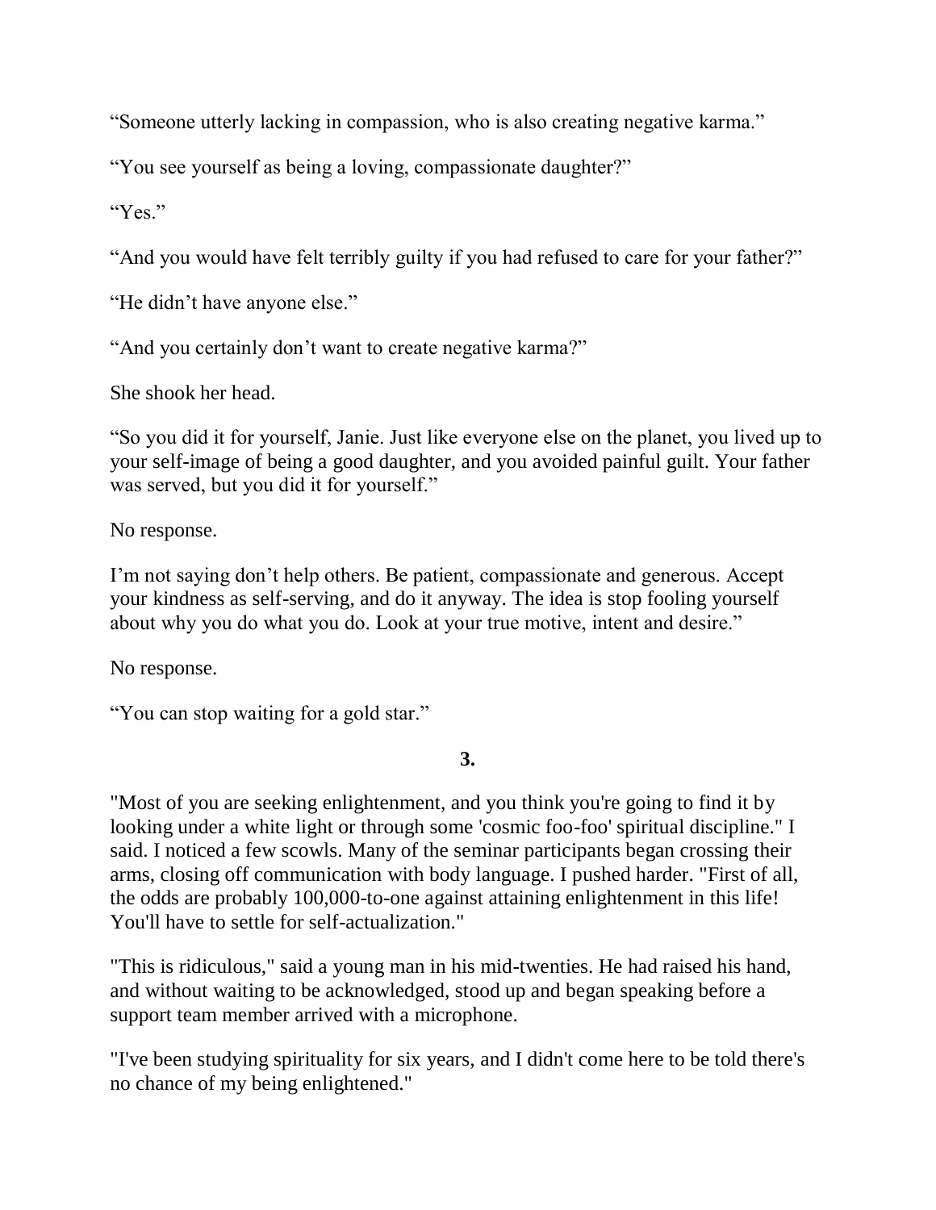"Someone utterly lacking in compassion, who is also creating negative karma."

"You see yourself as being a loving, compassionate daughter?"

"Yes."

"And you would have felt terribly guilty if you had refused to care for your father?"

"He didn't have anyone else."

"And you certainly don't want to create negative karma?"

She shook her head.

"So you did it for yourself, Janie. Just like everyone else on the planet, you lived up to your self-image of being a good daughter, and you avoided painful guilt. Your father was served, but you did it for yourself."

No response.

I'm not saying don't help others. Be patient, compassionate and generous. Accept your kindness as self-serving, and do it anyway. The idea is stop fooling yourself about why you do what you do. Look at your true motive, intent and desire."

No response.

"You can stop waiting for a gold star."

**3.**

"Most of you are seeking enlightenment, and you think you're going to find it by looking under a white light or through some 'cosmic foo-foo' spiritual discipline." I said. I noticed a few scowls. Many of the seminar participants began crossing their arms, closing off communication with body language. I pushed harder. "First of all, the odds are probably 100,000-to-one against attaining enlightenment in this life! You'll have to settle for self-actualization."

"This is ridiculous," said a young man in his mid-twenties. He had raised his hand, and without waiting to be acknowledged, stood up and began speaking before a support team member arrived with a microphone.

"I've been studying spirituality for six years, and I didn't come here to be told there's no chance of my being enlightened."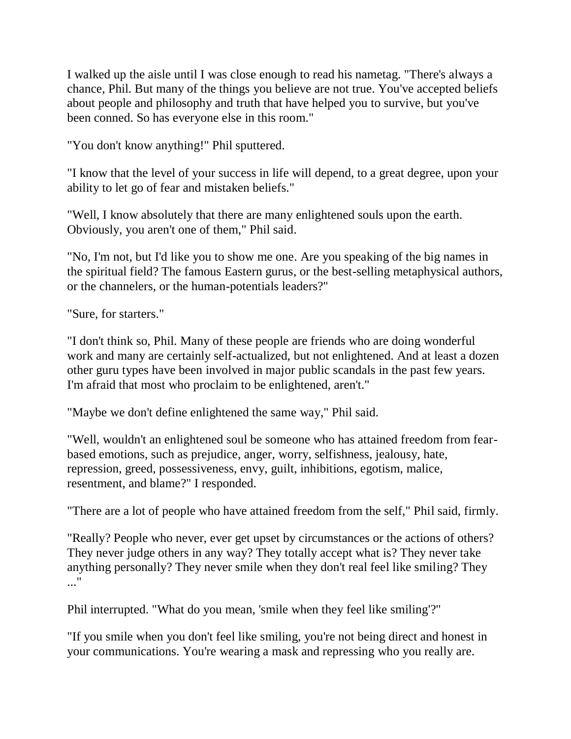I walked up the aisle until I was close enough to read his nametag. "There's always a chance, Phil. But many of the things you believe are not true. You've accepted beliefs about people and philosophy and truth that have helped you to survive, but you've been conned. So has everyone else in this room."

"You don't know anything!" Phil sputtered.

"I know that the level of your success in life will depend, to a great degree, upon your ability to let go of fear and mistaken beliefs."

"Well, I know absolutely that there are many enlightened souls upon the earth. Obviously, you aren't one of them," Phil said.

"No, I'm not, but I'd like you to show me one. Are you speaking of the big names in the spiritual field? The famous Eastern gurus, or the best-selling metaphysical authors, or the channelers, or the human-potentials leaders?"

"Sure, for starters."

"I don't think so, Phil. Many of these people are friends who are doing wonderful work and many are certainly self-actualized, but not enlightened. And at least a dozen other guru types have been involved in major public scandals in the past few years. I'm afraid that most who proclaim to be enlightened, aren't."

"Maybe we don't define enlightened the same way," Phil said.

"Well, wouldn't an enlightened soul be someone who has attained freedom from fear-based emotions, such as prejudice, anger, worry, selfishness, jealousy, hate, repression, greed, possessiveness, envy, guilt, inhibitions, egotism, malice, resentment, and blame?" I responded.

"There are a lot of people who have attained freedom from the self," Phil said, firmly.

"Really? People who never, ever get upset by circumstances or the actions of others? They never judge others in any way? They totally accept what is? They never take anything personally? They never smile when they don't real feel like smiling? They ..."

Phil interrupted. "What do you mean, 'smile when they feel like smiling'?"

"If you smile when you don't feel like smiling, you're not being direct and honest in your communications. You're wearing a mask and repressing who you really are.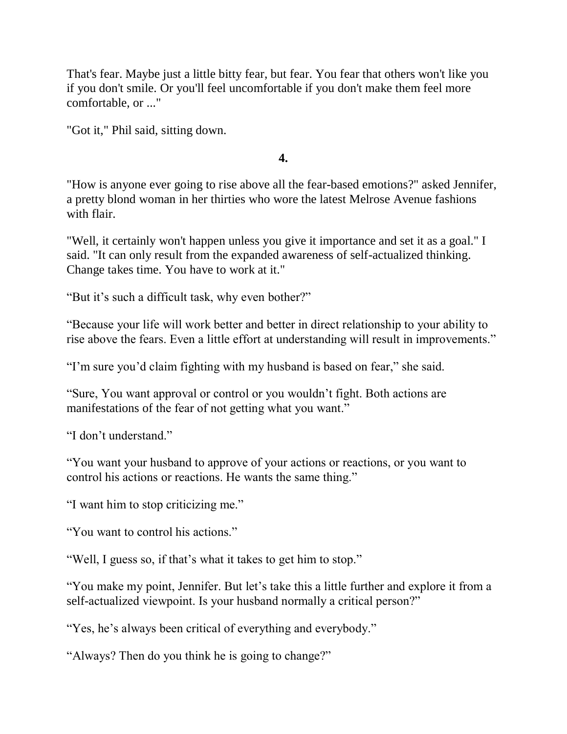That's fear. Maybe just a little bitty fear, but fear. You fear that others won't like you if you don't smile. Or you'll feel uncomfortable if you don't make them feel more comfortable, or ..."

"Got it," Phil said, sitting down.

**4.**

"How is anyone ever going to rise above all the fear-based emotions?" asked Jennifer, a pretty blond woman in her thirties who wore the latest Melrose Avenue fashions with flair.

"Well, it certainly won't happen unless you give it importance and set it as a goal." I said. "It can only result from the expanded awareness of self-actualized thinking. Change takes time. You have to work at it."

“But it’s such a difficult task, why even bother?”

“Because your life will work better and better in direct relationship to your ability to rise above the fears. Even a little effort at understanding will result in improvements.”

“I’m sure you’d claim fighting with my husband is based on fear,” she said.

“Sure, You want approval or control or you wouldn’t fight. Both actions are manifestations of the fear of not getting what you want.”

“I don’t understand.”

“You want your husband to approve of your actions or reactions, or you want to control his actions or reactions. He wants the same thing.”

“I want him to stop criticizing me.”

“You want to control his actions.”

“Well, I guess so, if that’s what it takes to get him to stop.”

“You make my point, Jennifer. But let’s take this a little further and explore it from a self-actualized viewpoint. Is your husband normally a critical person?”

“Yes, he’s always been critical of everything and everybody.”

“Always? Then do you think he is going to change?”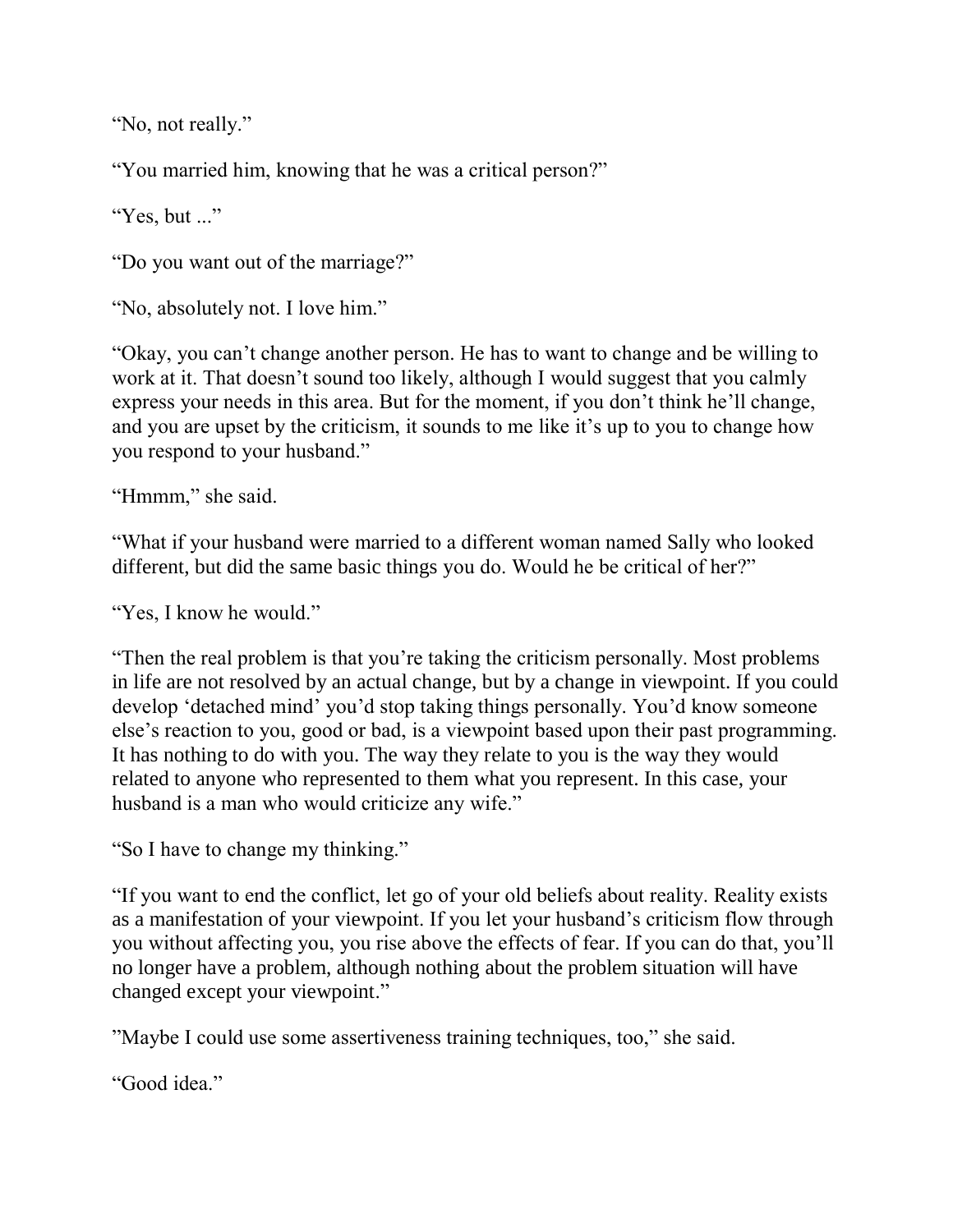"No, not really."

"You married him, knowing that he was a critical person?"

"Yes, but ..."

"Do you want out of the marriage?"

"No, absolutely not. I love him."

"Okay, you can't change another person. He has to want to change and be willing to work at it. That doesn't sound too likely, although I would suggest that you calmly express your needs in this area. But for the moment, if you don't think he'll change, and you are upset by the criticism, it sounds to me like it's up to you to change how you respond to your husband."

"Hmmm," she said.

"What if your husband were married to a different woman named Sally who looked different, but did the same basic things you do. Would he be critical of her?"

"Yes, I know he would."

"Then the real problem is that you're taking the criticism personally. Most problems in life are not resolved by an actual change, but by a change in viewpoint. If you could develop 'detached mind' you'd stop taking things personally. You'd know someone else's reaction to you, good or bad, is a viewpoint based upon their past programming. It has nothing to do with you. The way they relate to you is the way they would related to anyone who represented to them what you represent. In this case, your husband is a man who would criticize any wife."

"So I have to change my thinking."

"If you want to end the conflict, let go of your old beliefs about reality. Reality exists as a manifestation of your viewpoint. If you let your husband's criticism flow through you without affecting you, you rise above the effects of fear. If you can do that, you'll no longer have a problem, although nothing about the problem situation will have changed except your viewpoint."

"Maybe I could use some assertiveness training techniques, too," she said.

"Good idea."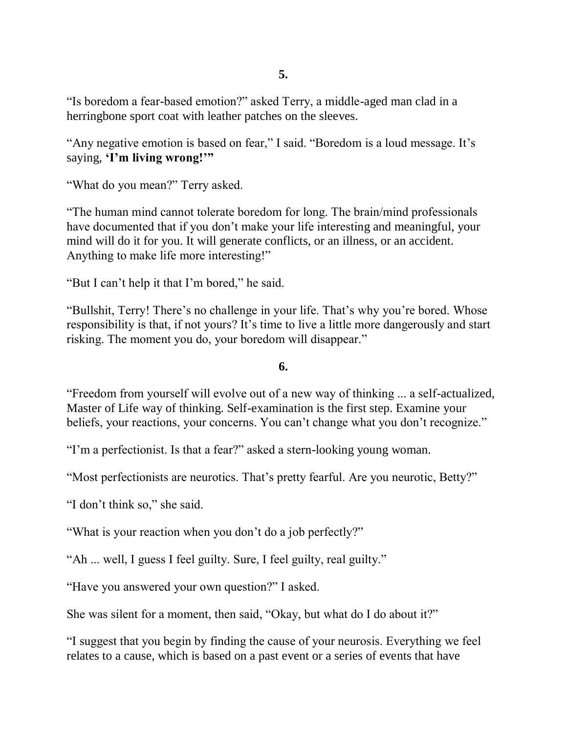**5.**

"Is boredom a fear-based emotion?" asked Terry, a middle-aged man clad in a herringbone sport coat with leather patches on the sleeves.

"Any negative emotion is based on fear," I said. "Boredom is a loud message. It's saying, **'I'm living wrong!'**"

"What do you mean?" Terry asked.

"The human mind cannot tolerate boredom for long. The brain/mind professionals have documented that if you don't make your life interesting and meaningful, your mind will do it for you. It will generate conflicts, or an illness, or an accident. Anything to make life more interesting!"

"But I can't help it that I'm bored," he said.

"Bullshit, Terry! There's no challenge in your life. That's why you're bored. Whose responsibility is that, if not yours? It's time to live a little more dangerously and start risking. The moment you do, your boredom will disappear."

**6.**

"Freedom from yourself will evolve out of a new way of thinking ... a self-actualized, Master of Life way of thinking. Self-examination is the first step. Examine your beliefs, your reactions, your concerns. You can't change what you don't recognize."

"I'm a perfectionist. Is that a fear?" asked a stern-looking young woman.

"Most perfectionists are neurotics. That's pretty fearful. Are you neurotic, Betty?"

"I don't think so," she said.

"What is your reaction when you don't do a job perfectly?"

"Ah ... well, I guess I feel guilty. Sure, I feel guilty, real guilty."

"Have you answered your own question?" I asked.

She was silent for a moment, then said, "Okay, but what do I do about it?"

"I suggest that you begin by finding the cause of your neurosis. Everything we feel relates to a cause, which is based on a past event or a series of events that have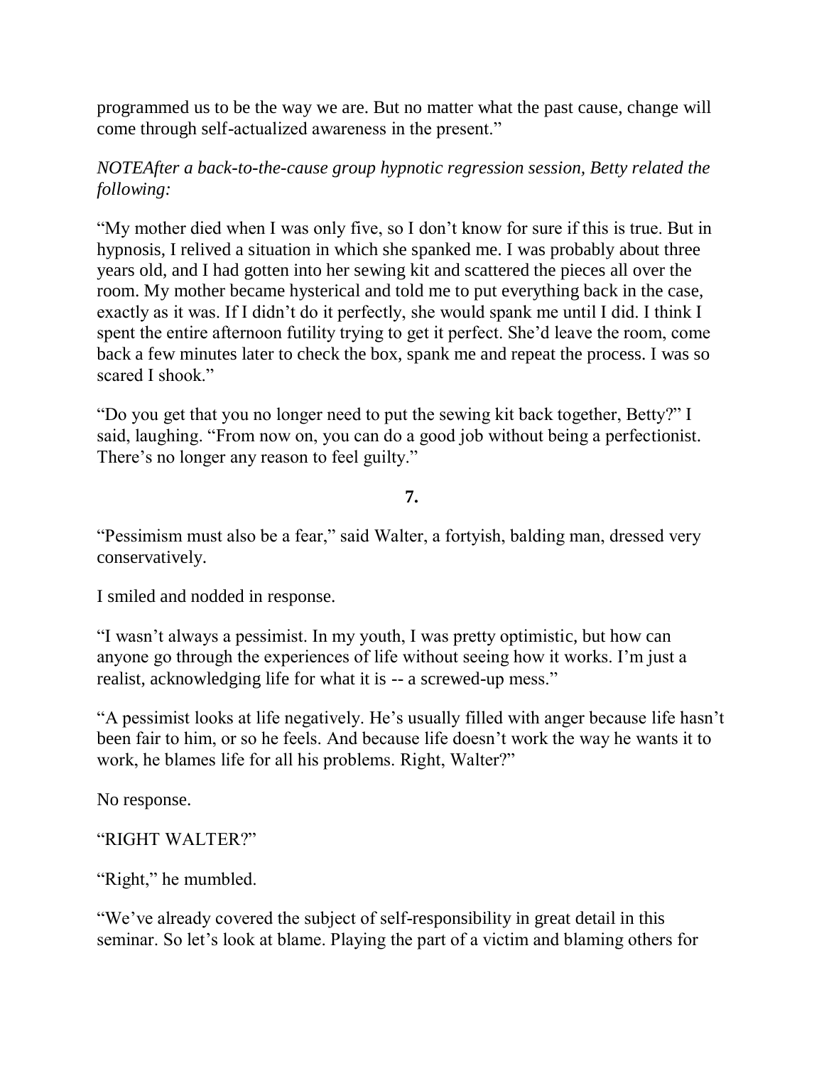programmed us to be the way we are. But no matter what the past cause, change will come through self-actualized awareness in the present."

*NOTEAfter a back-to-the-cause group hypnotic regression session, Betty related the following:*

"My mother died when I was only five, so I don't know for sure if this is true. But in hypnosis, I relived a situation in which she spanked me. I was probably about three years old, and I had gotten into her sewing kit and scattered the pieces all over the room. My mother became hysterical and told me to put everything back in the case, exactly as it was. If I didn't do it perfectly, she would spank me until I did. I think I spent the entire afternoon futility trying to get it perfect. She'd leave the room, come back a few minutes later to check the box, spank me and repeat the process. I was so scared I shook."

"Do you get that you no longer need to put the sewing kit back together, Betty?" I said, laughing. "From now on, you can do a good job without being a perfectionist. There's no longer any reason to feel guilty."

**7.**

"Pessimism must also be a fear," said Walter, a fortyish, balding man, dressed very conservatively.

I smiled and nodded in response.

"I wasn't always a pessimist. In my youth, I was pretty optimistic, but how can anyone go through the experiences of life without seeing how it works. I'm just a realist, acknowledging life for what it is -- a screwed-up mess."

"A pessimist looks at life negatively. He's usually filled with anger because life hasn't been fair to him, or so he feels. And because life doesn't work the way he wants it to work, he blames life for all his problems. Right, Walter?"

No response.

"RIGHT WALTER?"

"Right," he mumbled.

"We've already covered the subject of self-responsibility in great detail in this seminar. So let's look at blame. Playing the part of a victim and blaming others for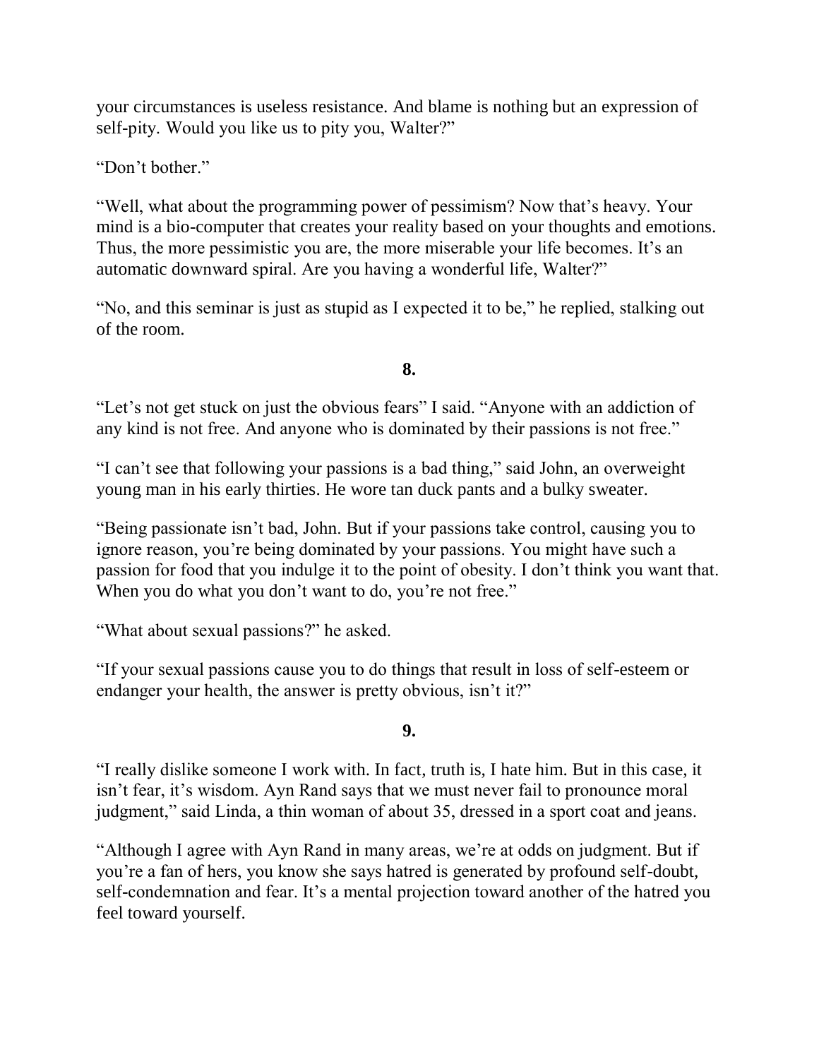your circumstances is useless resistance. And blame is nothing but an expression of self-pity. Would you like us to pity you, Walter?"

"Don't bother."

"Well, what about the programming power of pessimism? Now that's heavy. Your mind is a bio-computer that creates your reality based on your thoughts and emotions. Thus, the more pessimistic you are, the more miserable your life becomes. It's an automatic downward spiral. Are you having a wonderful life, Walter?"

"No, and this seminar is just as stupid as I expected it to be," he replied, stalking out of the room.

**8.**

"Let's not get stuck on just the obvious fears" I said. "Anyone with an addiction of any kind is not free. And anyone who is dominated by their passions is not free."

"I can't see that following your passions is a bad thing," said John, an overweight young man in his early thirties. He wore tan duck pants and a bulky sweater.

"Being passionate isn't bad, John. But if your passions take control, causing you to ignore reason, you're being dominated by your passions. You might have such a passion for food that you indulge it to the point of obesity. I don't think you want that. When you do what you don't want to do, you're not free."

"What about sexual passions?" he asked.

"If your sexual passions cause you to do things that result in loss of self-esteem or endanger your health, the answer is pretty obvious, isn't it?"

**9.**

"I really dislike someone I work with. In fact, truth is, I hate him. But in this case, it isn't fear, it's wisdom. Ayn Rand says that we must never fail to pronounce moral judgment," said Linda, a thin woman of about 35, dressed in a sport coat and jeans.

"Although I agree with Ayn Rand in many areas, we're at odds on judgment. But if you're a fan of hers, you know she says hatred is generated by profound self-doubt, self-condemnation and fear. It's a mental projection toward another of the hatred you feel toward yourself.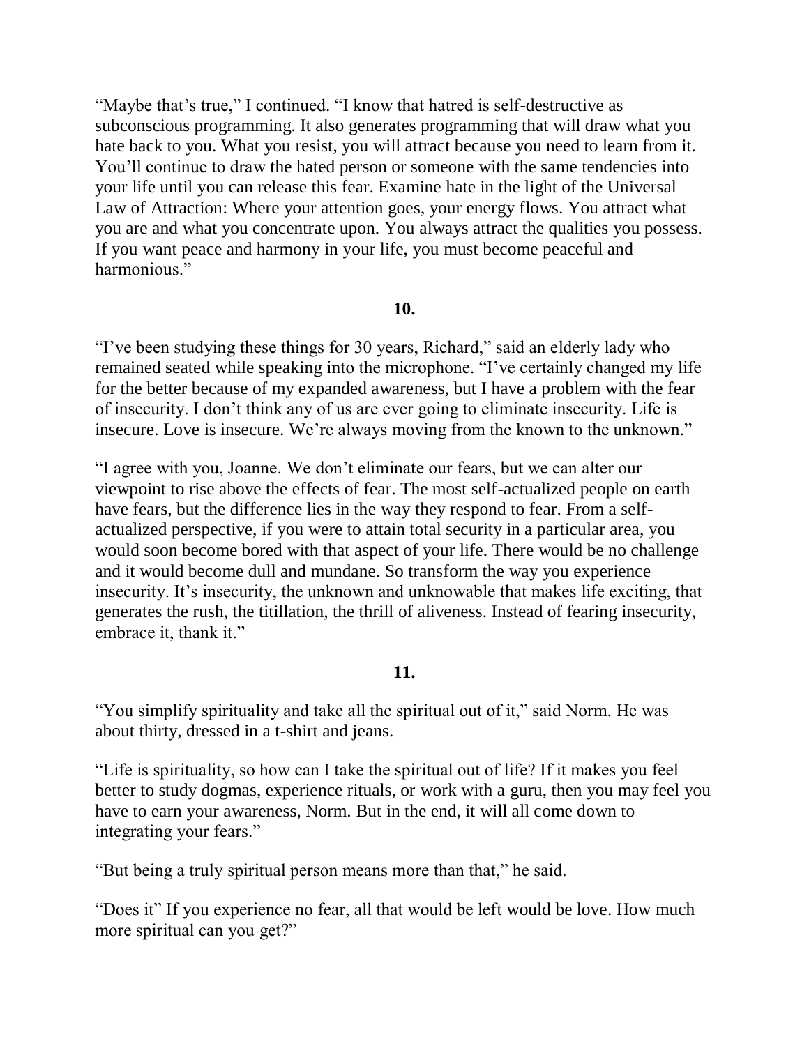"Maybe that's true," I continued. "I know that hatred is self-destructive as subconscious programming. It also generates programming that will draw what you hate back to you. What you resist, you will attract because you need to learn from it. You'll continue to draw the hated person or someone with the same tendencies into your life until you can release this fear. Examine hate in the light of the Universal Law of Attraction: Where your attention goes, your energy flows. You attract what you are and what you concentrate upon. You always attract the qualities you possess. If you want peace and harmony in your life, you must become peaceful and harmonious."

**10.**

"I've been studying these things for 30 years, Richard," said an elderly lady who remained seated while speaking into the microphone. "I've certainly changed my life for the better because of my expanded awareness, but I have a problem with the fear of insecurity. I don't think any of us are ever going to eliminate insecurity. Life is insecure. Love is insecure. We're always moving from the known to the unknown."

"I agree with you, Joanne. We don't eliminate our fears, but we can alter our viewpoint to rise above the effects of fear. The most self-actualized people on earth have fears, but the difference lies in the way they respond to fear. From a self-actualized perspective, if you were to attain total security in a particular area, you would soon become bored with that aspect of your life. There would be no challenge and it would become dull and mundane. So transform the way you experience insecurity. It's insecurity, the unknown and unknowable that makes life exciting, that generates the rush, the titillation, the thrill of aliveness. Instead of fearing insecurity, embrace it, thank it."

**11.**

"You simplify spirituality and take all the spiritual out of it," said Norm. He was about thirty, dressed in a t-shirt and jeans.

"Life is spirituality, so how can I take the spiritual out of life? If it makes you feel better to study dogmas, experience rituals, or work with a guru, then you may feel you have to earn your awareness, Norm. But in the end, it will all come down to integrating your fears."

"But being a truly spiritual person means more than that," he said.

"Does it" If you experience no fear, all that would be left would be love. How much more spiritual can you get?"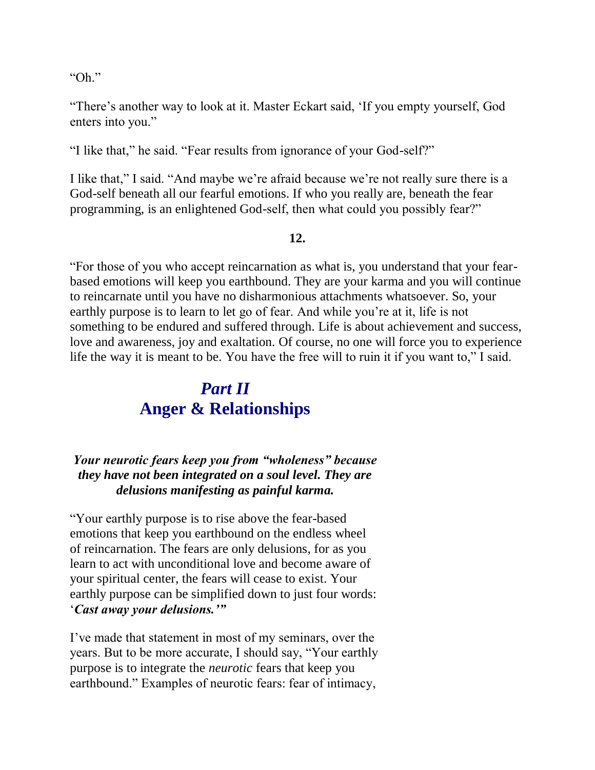"Oh."

"There's another way to look at it. Master Eckart said, 'If you empty yourself, God enters into you."

"I like that," he said. "Fear results from ignorance of your God-self?"

I like that," I said. "And maybe we're afraid because we're not really sure there is a God-self beneath all our fearful emotions. If who you really are, beneath the fear programming, is an enlightened God-self, then what could you possibly fear?"

**12.**

"For those of you who accept reincarnation as what is, you understand that your fear-based emotions will keep you earthbound. They are your karma and you will continue to reincarnate until you have no disharmonious attachments whatsoever. So, your earthly purpose is to learn to let go of fear. And while you're at it, life is not something to be endured and suffered through. Life is about achievement and success, love and awareness, joy and exaltation. Of course, no one will force you to experience life the way it is meant to be. You have the free will to ruin it if you want to," I said.

# *Part II*
# Anger & Relationships

***Your neurotic fears keep you from "wholeness" because they have not been integrated on a soul level. They are delusions manifesting as painful karma.***

"Your earthly purpose is to rise above the fear-based emotions that keep you earthbound on the endless wheel of reincarnation. The fears are only delusions, for as you learn to act with unconditional love and become aware of your spiritual center, the fears will cease to exist. Your earthly purpose can be simplified down to just four words: '***Cast away your delusions.'"***

I've made that statement in most of my seminars, over the years. But to be more accurate, I should say, "Your earthly purpose is to integrate the *neurotic* fears that keep you earthbound." Examples of neurotic fears: fear of intimacy,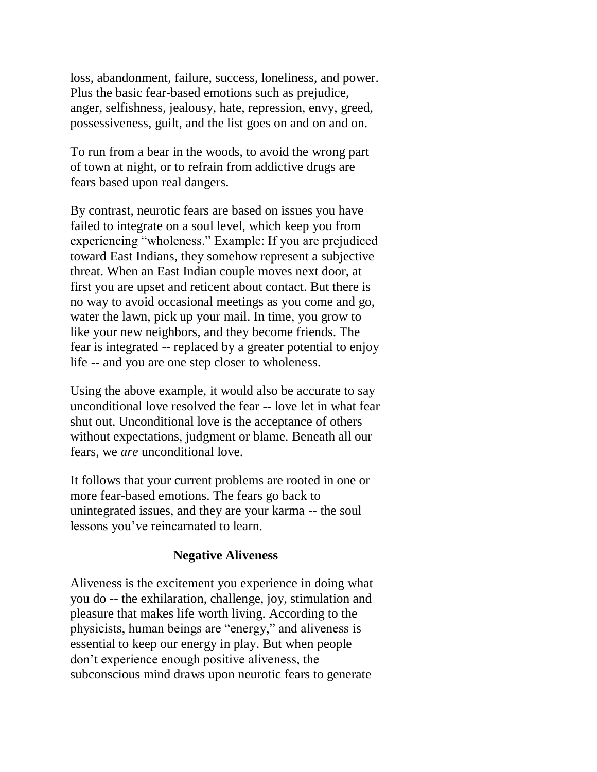loss, abandonment, failure, success, loneliness, and power. Plus the basic fear-based emotions such as prejudice, anger, selfishness, jealousy, hate, repression, envy, greed, possessiveness, guilt, and the list goes on and on and on.

To run from a bear in the woods, to avoid the wrong part of town at night, or to refrain from addictive drugs are fears based upon real dangers.

By contrast, neurotic fears are based on issues you have failed to integrate on a soul level, which keep you from experiencing "wholeness." Example: If you are prejudiced toward East Indians, they somehow represent a subjective threat. When an East Indian couple moves next door, at first you are upset and reticent about contact. But there is no way to avoid occasional meetings as you come and go, water the lawn, pick up your mail. In time, you grow to like your new neighbors, and they become friends. The fear is integrated -- replaced by a greater potential to enjoy life -- and you are one step closer to wholeness.

Using the above example, it would also be accurate to say unconditional love resolved the fear -- love let in what fear shut out. Unconditional love is the acceptance of others without expectations, judgment or blame. Beneath all our fears, we *are* unconditional love.

It follows that your current problems are rooted in one or more fear-based emotions. The fears go back to unintegrated issues, and they are your karma -- the soul lessons you've reincarnated to learn.

### Negative Aliveness

Aliveness is the excitement you experience in doing what you do -- the exhilaration, challenge, joy, stimulation and pleasure that makes life worth living. According to the physicists, human beings are "energy," and aliveness is essential to keep our energy in play. But when people don't experience enough positive aliveness, the subconscious mind draws upon neurotic fears to generate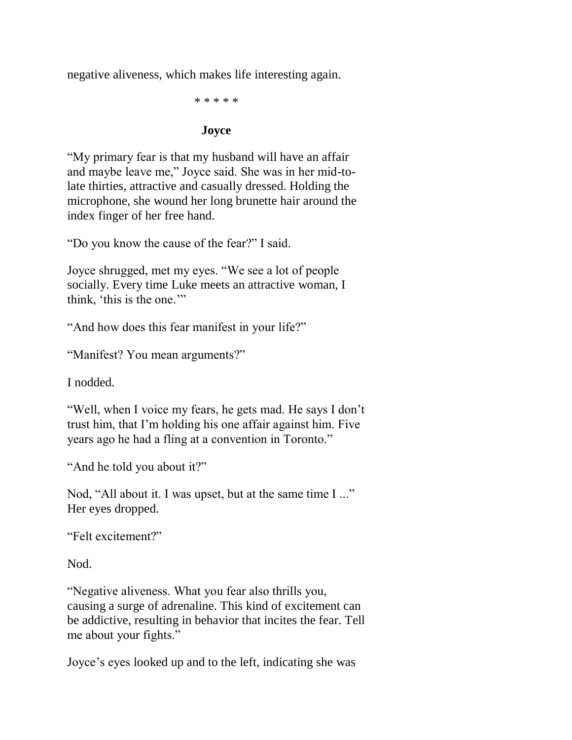negative aliveness, which makes life interesting again.

\* \* \* \* \*

## Joyce

"My primary fear is that my husband will have an affair and maybe leave me," Joyce said. She was in her mid-to-late thirties, attractive and casually dressed. Holding the microphone, she wound her long brunette hair around the index finger of her free hand.

"Do you know the cause of the fear?" I said.

Joyce shrugged, met my eyes. "We see a lot of people socially. Every time Luke meets an attractive woman, I think, 'this is the one.'"

"And how does this fear manifest in your life?"

"Manifest? You mean arguments?"

I nodded.

"Well, when I voice my fears, he gets mad. He says I don't trust him, that I'm holding his one affair against him. Five years ago he had a fling at a convention in Toronto."

"And he told you about it?"

Nod, "All about it. I was upset, but at the same time I ..." Her eyes dropped.

"Felt excitement?"

Nod.

"Negative aliveness. What you fear also thrills you, causing a surge of adrenaline. This kind of excitement can be addictive, resulting in behavior that incites the fear. Tell me about your fights."

Joyce's eyes looked up and to the left, indicating she was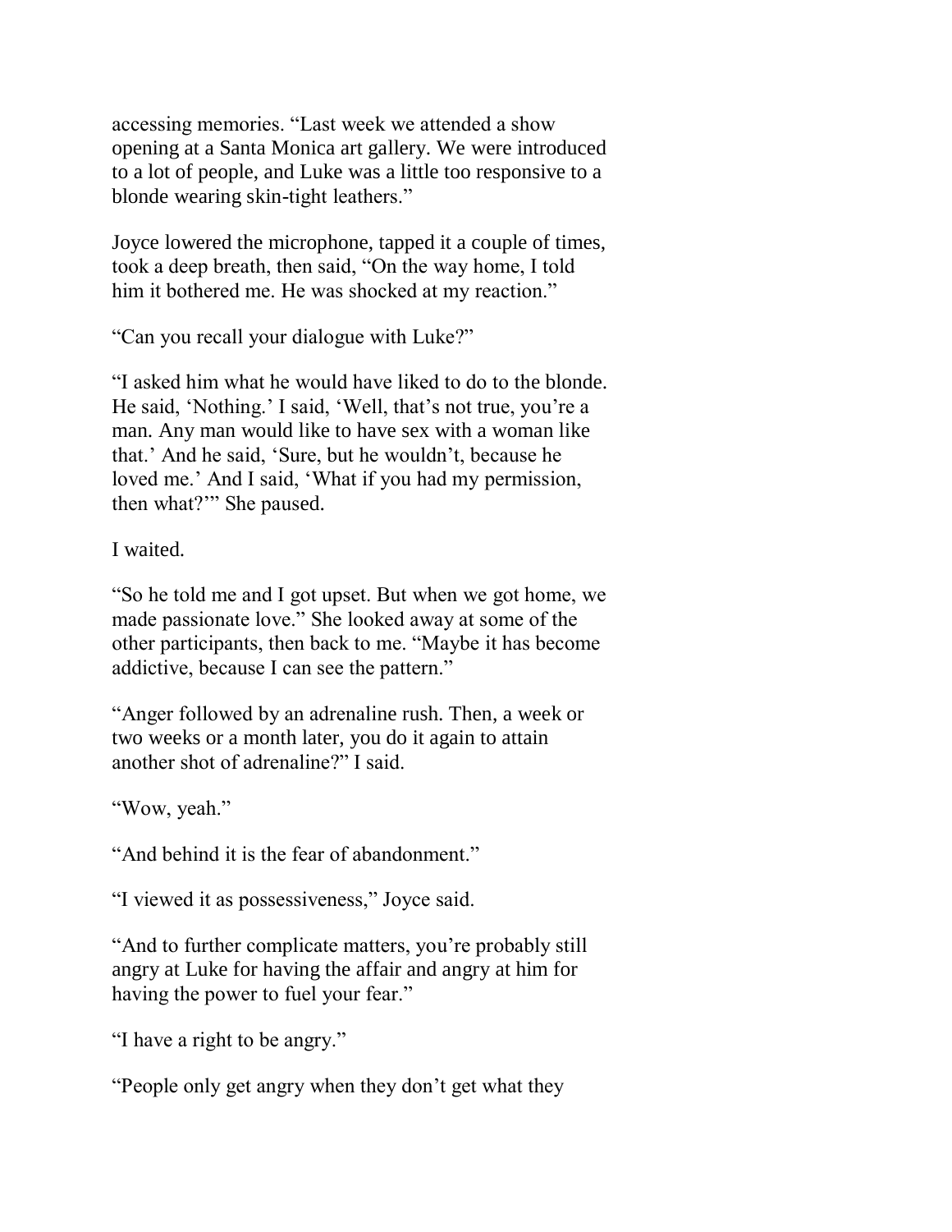accessing memories. “Last week we attended a show opening at a Santa Monica art gallery. We were introduced to a lot of people, and Luke was a little too responsive to a blonde wearing skin-tight leathers.”

Joyce lowered the microphone, tapped it a couple of times, took a deep breath, then said, “On the way home, I told him it bothered me. He was shocked at my reaction.”

“Can you recall your dialogue with Luke?”

“I asked him what he would have liked to do to the blonde. He said, ‘Nothing.’ I said, ‘Well, that’s not true, you’re a man. Any man would like to have sex with a woman like that.’ And he said, ‘Sure, but he wouldn’t, because he loved me.’ And I said, ‘What if you had my permission, then what?’” She paused.

I waited.

“So he told me and I got upset. But when we got home, we made passionate love.” She looked away at some of the other participants, then back to me. “Maybe it has become addictive, because I can see the pattern.”

“Anger followed by an adrenaline rush. Then, a week or two weeks or a month later, you do it again to attain another shot of adrenaline?” I said.

“Wow, yeah.”

“And behind it is the fear of abandonment.”

“I viewed it as possessiveness,” Joyce said.

“And to further complicate matters, you’re probably still angry at Luke for having the affair and angry at him for having the power to fuel your fear.”

“I have a right to be angry.”

“People only get angry when they don’t get what they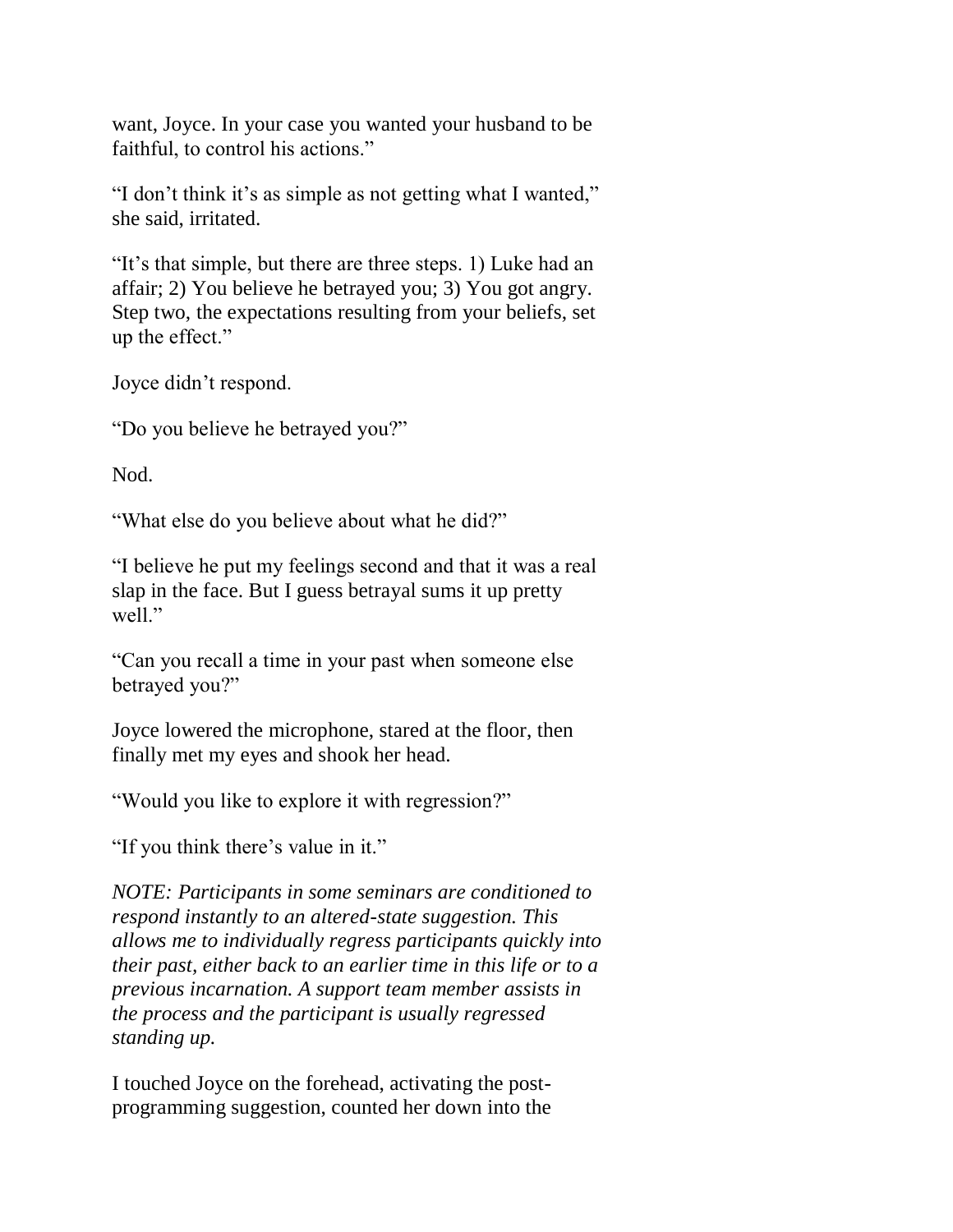want, Joyce. In your case you wanted your husband to be faithful, to control his actions."

"I don't think it's as simple as not getting what I wanted," she said, irritated.

"It's that simple, but there are three steps. 1) Luke had an affair; 2) You believe he betrayed you; 3) You got angry. Step two, the expectations resulting from your beliefs, set up the effect."

Joyce didn't respond.

"Do you believe he betrayed you?"

Nod.

"What else do you believe about what he did?"

"I believe he put my feelings second and that it was a real slap in the face. But I guess betrayal sums it up pretty well."

"Can you recall a time in your past when someone else betrayed you?"

Joyce lowered the microphone, stared at the floor, then finally met my eyes and shook her head.

"Would you like to explore it with regression?"

"If you think there's value in it."

*NOTE: Participants in some seminars are conditioned to respond instantly to an altered-state suggestion. This allows me to individually regress participants quickly into their past, either back to an earlier time in this life or to a previous incarnation. A support team member assists in the process and the participant is usually regressed standing up.*

I touched Joyce on the forehead, activating the post-programming suggestion, counted her down into the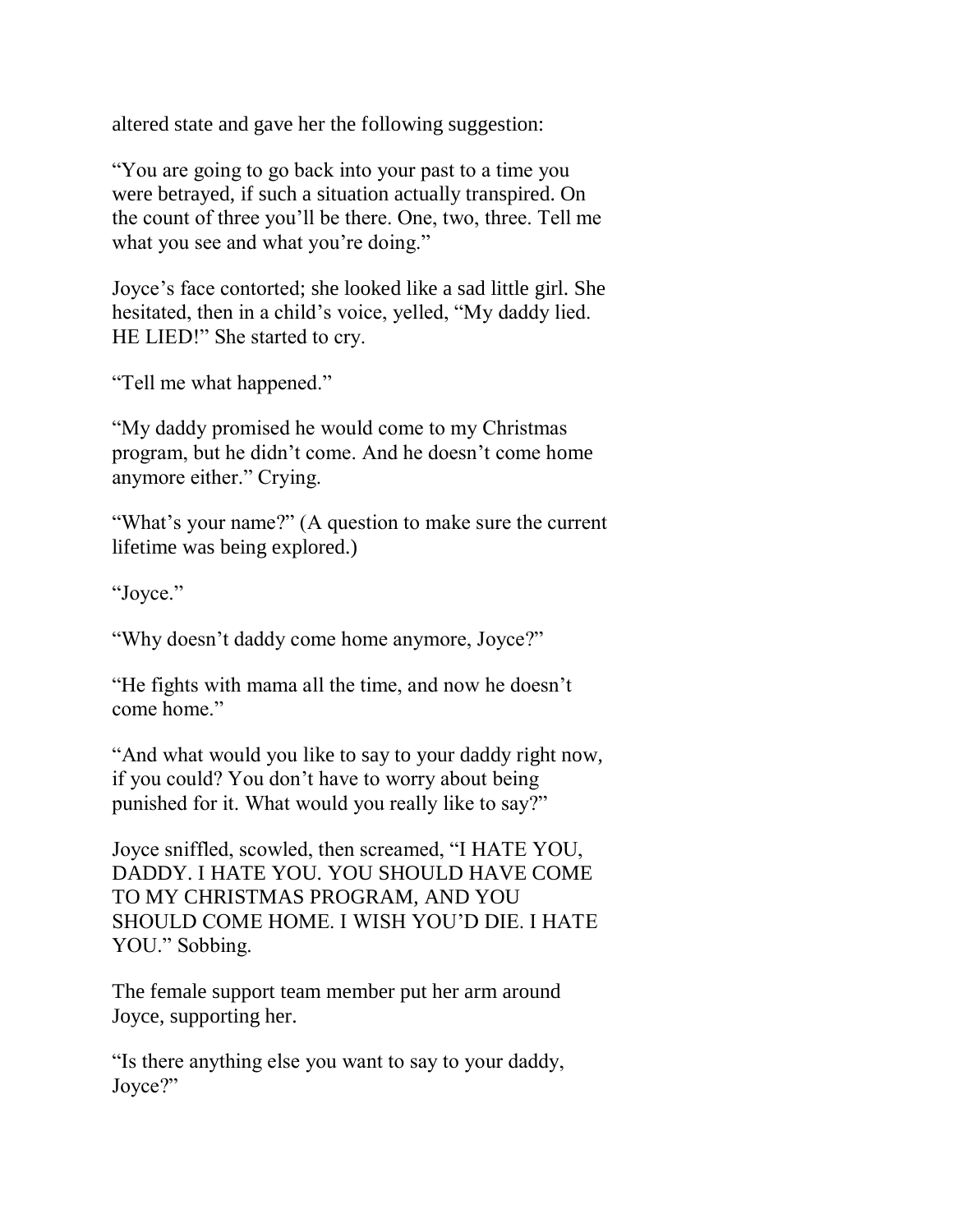altered state and gave her the following suggestion:

"You are going to go back into your past to a time you were betrayed, if such a situation actually transpired. On the count of three you'll be there. One, two, three. Tell me what you see and what you're doing."

Joyce's face contorted; she looked like a sad little girl. She hesitated, then in a child's voice, yelled, "My daddy lied. HE LIED!" She started to cry.

"Tell me what happened."

"My daddy promised he would come to my Christmas program, but he didn't come. And he doesn't come home anymore either." Crying.

"What's your name?" (A question to make sure the current lifetime was being explored.)

"Joyce."

"Why doesn't daddy come home anymore, Joyce?"

"He fights with mama all the time, and now he doesn't come home."

"And what would you like to say to your daddy right now, if you could? You don't have to worry about being punished for it. What would you really like to say?"

Joyce sniffled, scowled, then screamed, "I HATE YOU, DADDY. I HATE YOU. YOU SHOULD HAVE COME TO MY CHRISTMAS PROGRAM, AND YOU SHOULD COME HOME. I WISH YOU'D DIE. I HATE YOU." Sobbing.

The female support team member put her arm around Joyce, supporting her.

"Is there anything else you want to say to your daddy, Joyce?"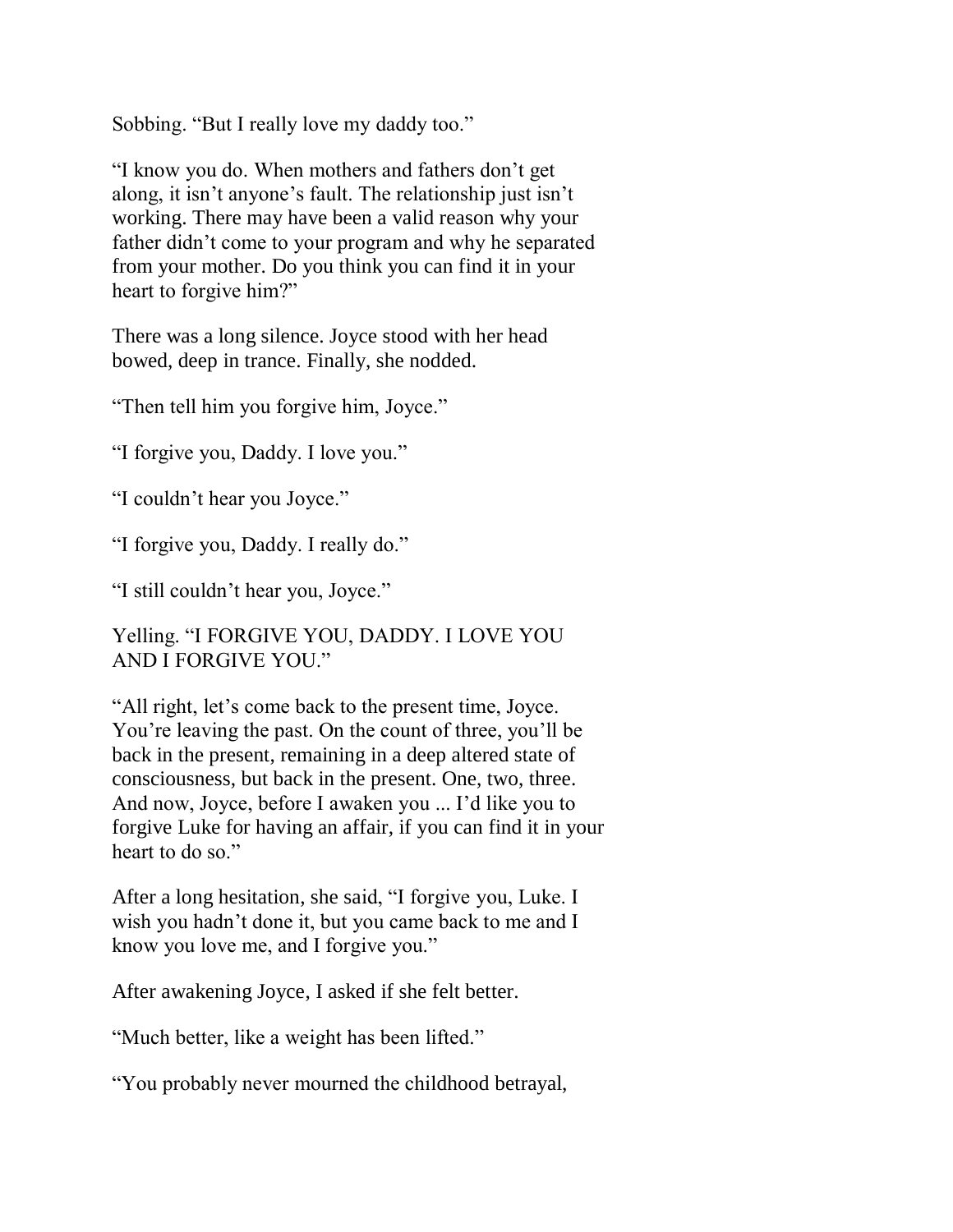Sobbing. “But I really love my daddy too.”

“I know you do. When mothers and fathers don’t get along, it isn’t anyone’s fault. The relationship just isn’t working. There may have been a valid reason why your father didn’t come to your program and why he separated from your mother. Do you think you can find it in your heart to forgive him?”

There was a long silence. Joyce stood with her head bowed, deep in trance. Finally, she nodded.

“Then tell him you forgive him, Joyce.”

“I forgive you, Daddy. I love you.”

“I couldn’t hear you Joyce.”

“I forgive you, Daddy. I really do.”

“I still couldn’t hear you, Joyce.”

Yelling. “I FORGIVE YOU, DADDY. I LOVE YOU AND I FORGIVE YOU.”

“All right, let’s come back to the present time, Joyce. You’re leaving the past. On the count of three, you’ll be back in the present, remaining in a deep altered state of consciousness, but back in the present. One, two, three. And now, Joyce, before I awaken you ... I’d like you to forgive Luke for having an affair, if you can find it in your heart to do so.”

After a long hesitation, she said, “I forgive you, Luke. I wish you hadn’t done it, but you came back to me and I know you love me, and I forgive you.”

After awakening Joyce, I asked if she felt better.

“Much better, like a weight has been lifted.”

“You probably never mourned the childhood betrayal,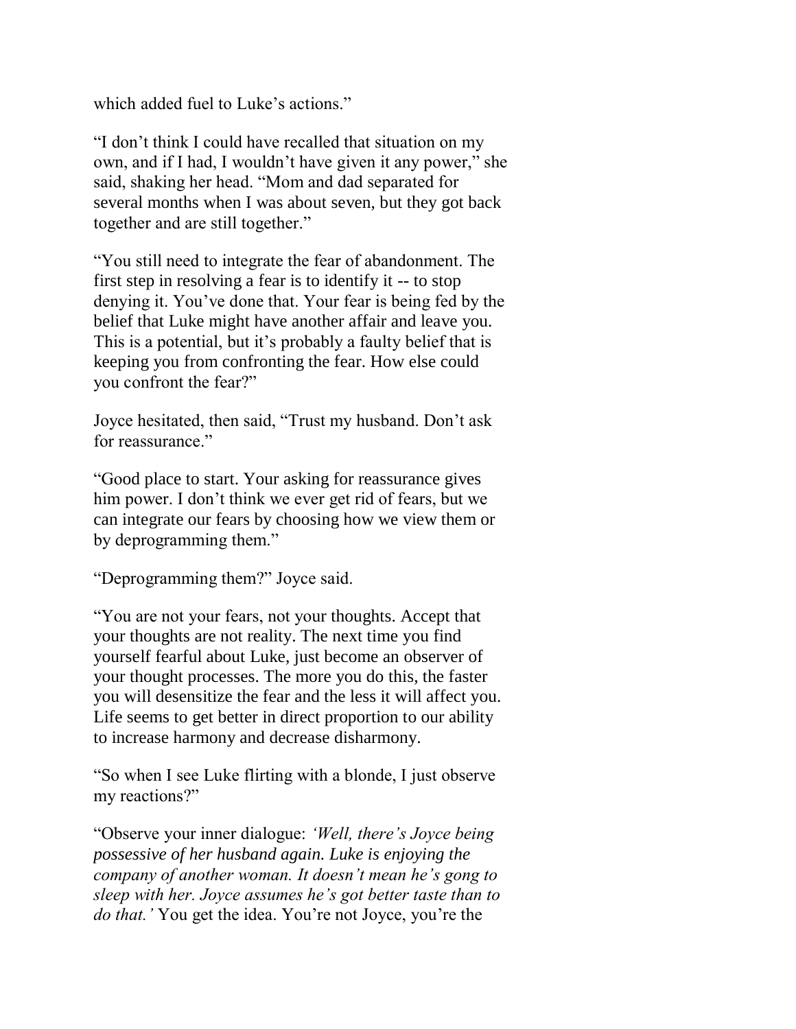which added fuel to Luke's actions."

"I don't think I could have recalled that situation on my own, and if I had, I wouldn't have given it any power," she said, shaking her head. "Mom and dad separated for several months when I was about seven, but they got back together and are still together."

"You still need to integrate the fear of abandonment. The first step in resolving a fear is to identify it -- to stop denying it. You've done that. Your fear is being fed by the belief that Luke might have another affair and leave you. This is a potential, but it's probably a faulty belief that is keeping you from confronting the fear. How else could you confront the fear?"

Joyce hesitated, then said, "Trust my husband. Don't ask for reassurance."

"Good place to start. Your asking for reassurance gives him power. I don't think we ever get rid of fears, but we can integrate our fears by choosing how we view them or by deprogramming them."

"Deprogramming them?" Joyce said.

"You are not your fears, not your thoughts. Accept that your thoughts are not reality. The next time you find yourself fearful about Luke, just become an observer of your thought processes. The more you do this, the faster you will desensitize the fear and the less it will affect you. Life seems to get better in direct proportion to our ability to increase harmony and decrease disharmony.

"So when I see Luke flirting with a blonde, I just observe my reactions?"

"Observe your inner dialogue: *'Well, there's Joyce being possessive of her husband again. Luke is enjoying the company of another woman. It doesn't mean he's gong to sleep with her. Joyce assumes he's got better taste than to do that.'* You get the idea. You're not Joyce, you're the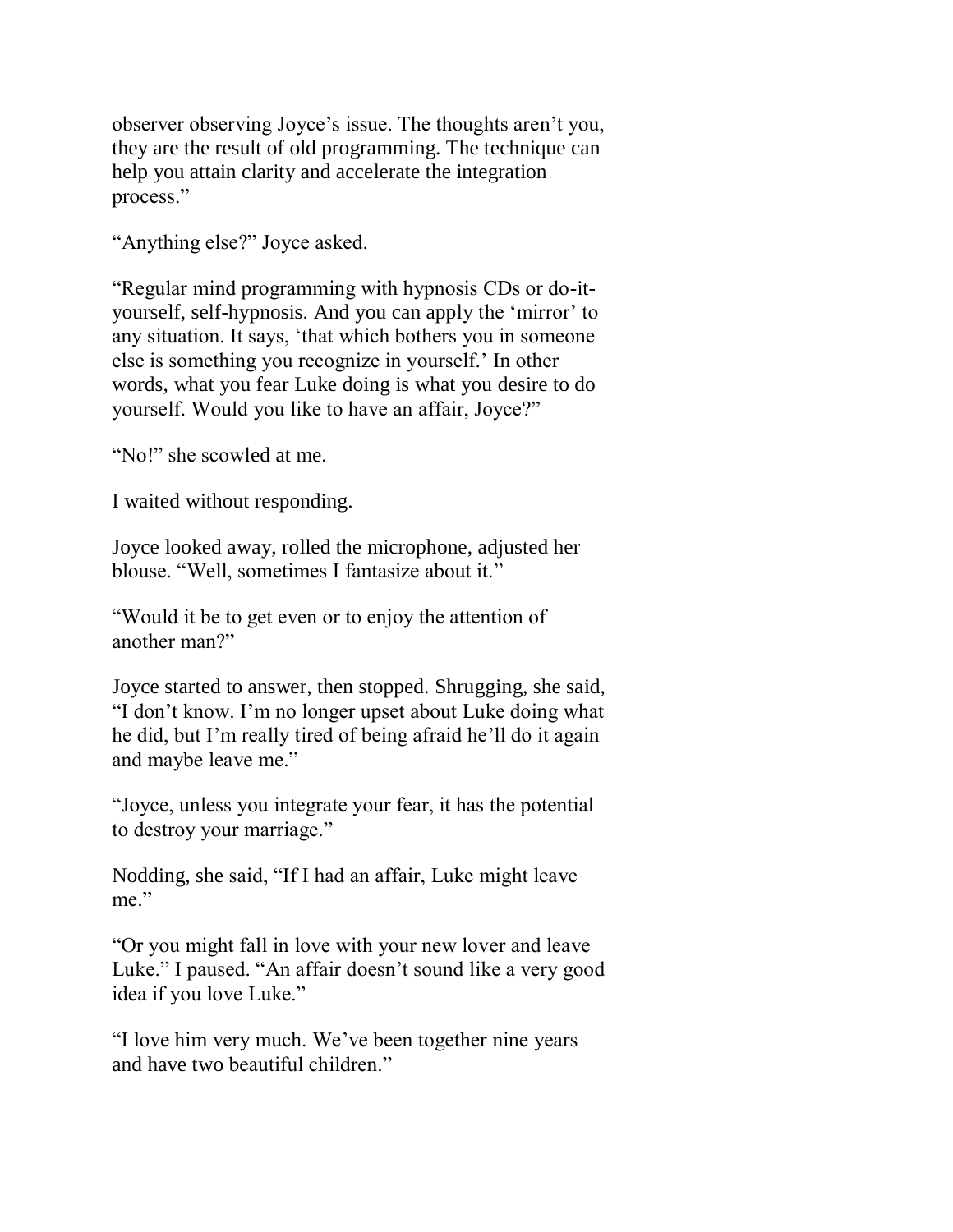observer observing Joyce's issue. The thoughts aren't you, they are the result of old programming. The technique can help you attain clarity and accelerate the integration process."

"Anything else?" Joyce asked.

"Regular mind programming with hypnosis CDs or do-it-yourself, self-hypnosis. And you can apply the 'mirror' to any situation. It says, 'that which bothers you in someone else is something you recognize in yourself.' In other words, what you fear Luke doing is what you desire to do yourself. Would you like to have an affair, Joyce?"

"No!" she scowled at me.

I waited without responding.

Joyce looked away, rolled the microphone, adjusted her blouse. "Well, sometimes I fantasize about it."

"Would it be to get even or to enjoy the attention of another man?"

Joyce started to answer, then stopped. Shrugging, she said, "I don't know. I'm no longer upset about Luke doing what he did, but I'm really tired of being afraid he'll do it again and maybe leave me."

"Joyce, unless you integrate your fear, it has the potential to destroy your marriage."

Nodding, she said, "If I had an affair, Luke might leave me."

"Or you might fall in love with your new lover and leave Luke." I paused. "An affair doesn't sound like a very good idea if you love Luke."

"I love him very much. We've been together nine years and have two beautiful children."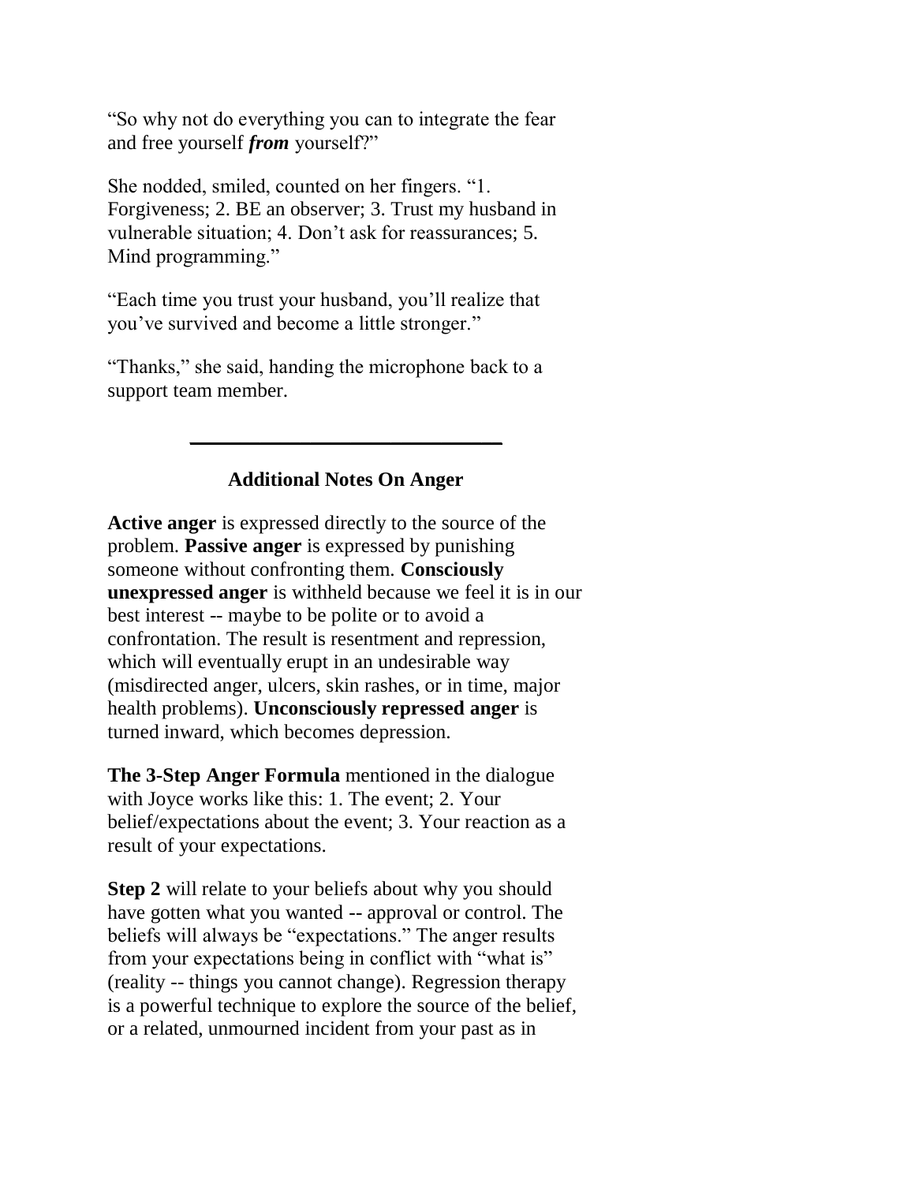"So why not do everything you can to integrate the fear and free yourself ***from*** yourself?"

She nodded, smiled, counted on her fingers. "1. Forgiveness; 2. BE an observer; 3. Trust my husband in vulnerable situation; 4. Don't ask for reassurances; 5. Mind programming."

"Each time you trust your husband, you'll realize that you've survived and become a little stronger."

"Thanks," she said, handing the microphone back to a support team member.

---

## Additional Notes On Anger

**Active anger** is expressed directly to the source of the problem. **Passive anger** is expressed by punishing someone without confronting them. **Consciously unexpressed anger** is withheld because we feel it is in our best interest -- maybe to be polite or to avoid a confrontation. The result is resentment and repression, which will eventually erupt in an undesirable way (misdirected anger, ulcers, skin rashes, or in time, major health problems). **Unconsciously repressed anger** is turned inward, which becomes depression.

**The 3-Step Anger Formula** mentioned in the dialogue with Joyce works like this: 1. The event; 2. Your belief/expectations about the event; 3. Your reaction as a result of your expectations.

**Step 2** will relate to your beliefs about why you should have gotten what you wanted -- approval or control. The beliefs will always be "expectations." The anger results from your expectations being in conflict with "what is" (reality -- things you cannot change). Regression therapy is a powerful technique to explore the source of the belief, or a related, unmourned incident from your past as in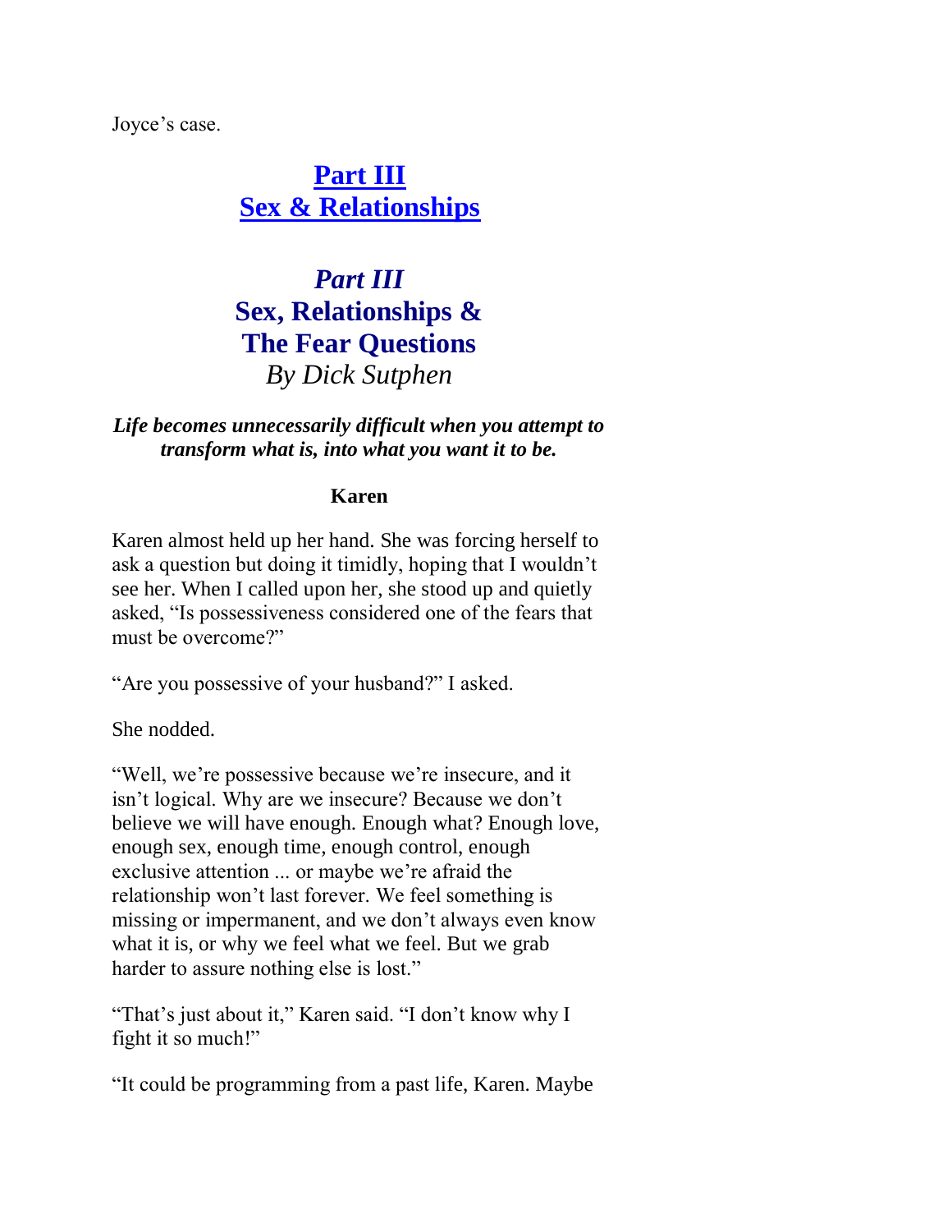Joyce's case.

## **Part III**
## **Sex & Relationships**

## *Part III*
## **Sex, Relationships & The Fear Questions**
*By Dick Sutphen*

***Life becomes unnecessarily difficult when you attempt to transform what is, into what you want it to be.***

### **Karen**

Karen almost held up her hand. She was forcing herself to ask a question but doing it timidly, hoping that I wouldn't see her. When I called upon her, she stood up and quietly asked, "Is possessiveness considered one of the fears that must be overcome?"

"Are you possessive of your husband?" I asked.

She nodded.

"Well, we're possessive because we're insecure, and it isn't logical. Why are we insecure? Because we don't believe we will have enough. Enough what? Enough love, enough sex, enough time, enough control, enough exclusive attention ... or maybe we're afraid the relationship won't last forever. We feel something is missing or impermanent, and we don't always even know what it is, or why we feel what we feel. But we grab harder to assure nothing else is lost."

"That's just about it," Karen said. "I don't know why I fight it so much!"

"It could be programming from a past life, Karen. Maybe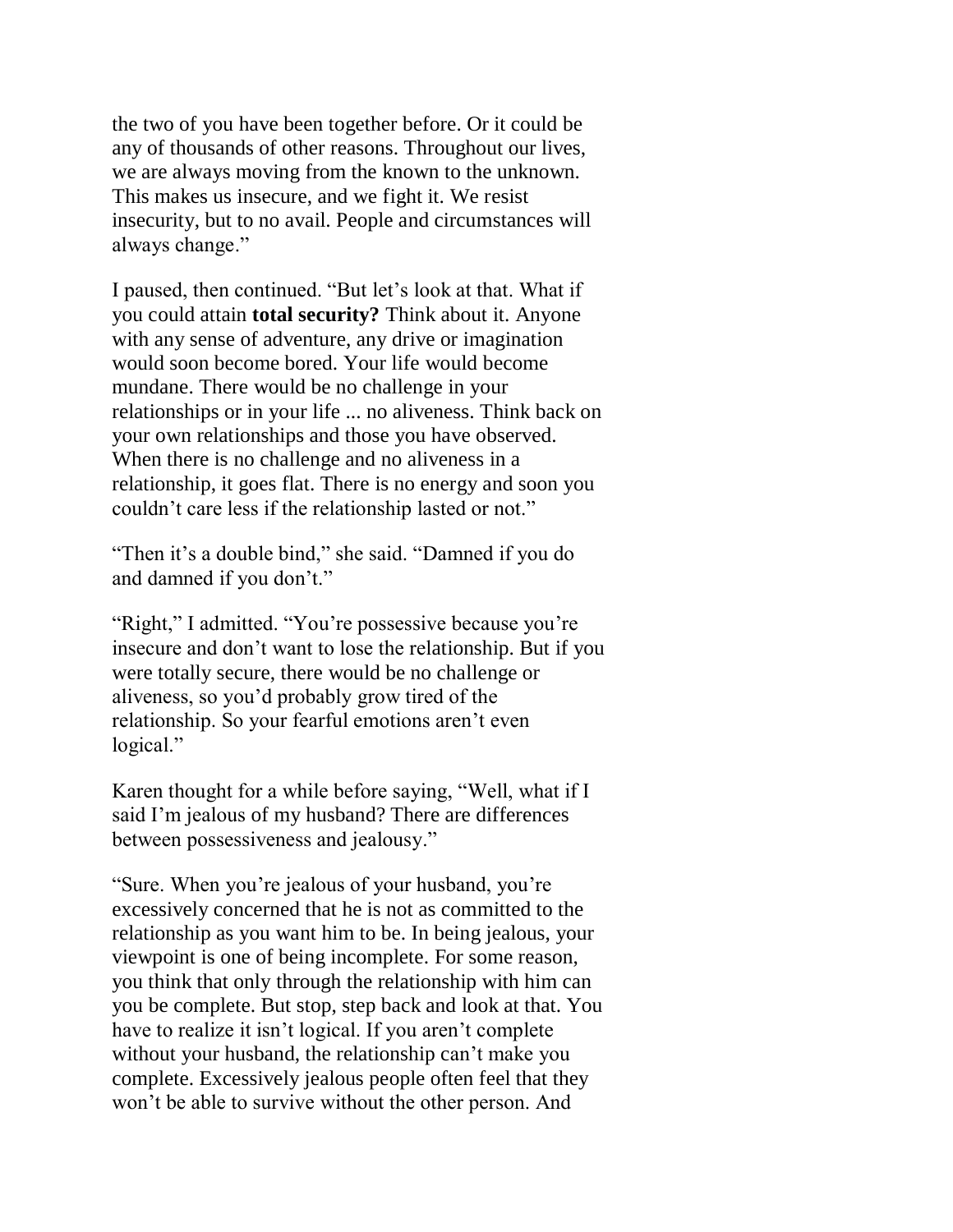the two of you have been together before. Or it could be any of thousands of other reasons. Throughout our lives, we are always moving from the known to the unknown. This makes us insecure, and we fight it. We resist insecurity, but to no avail. People and circumstances will always change."

I paused, then continued. "But let's look at that. What if you could attain **total security?** Think about it. Anyone with any sense of adventure, any drive or imagination would soon become bored. Your life would become mundane. There would be no challenge in your relationships or in your life ... no aliveness. Think back on your own relationships and those you have observed. When there is no challenge and no aliveness in a relationship, it goes flat. There is no energy and soon you couldn't care less if the relationship lasted or not."

"Then it's a double bind," she said. "Damned if you do and damned if you don't."

"Right," I admitted. "You're possessive because you're insecure and don't want to lose the relationship. But if you were totally secure, there would be no challenge or aliveness, so you'd probably grow tired of the relationship. So your fearful emotions aren't even logical."

Karen thought for a while before saying, "Well, what if I said I'm jealous of my husband? There are differences between possessiveness and jealousy."

"Sure. When you're jealous of your husband, you're excessively concerned that he is not as committed to the relationship as you want him to be. In being jealous, your viewpoint is one of being incomplete. For some reason, you think that only through the relationship with him can you be complete. But stop, step back and look at that. You have to realize it isn't logical. If you aren't complete without your husband, the relationship can't make you complete. Excessively jealous people often feel that they won't be able to survive without the other person. And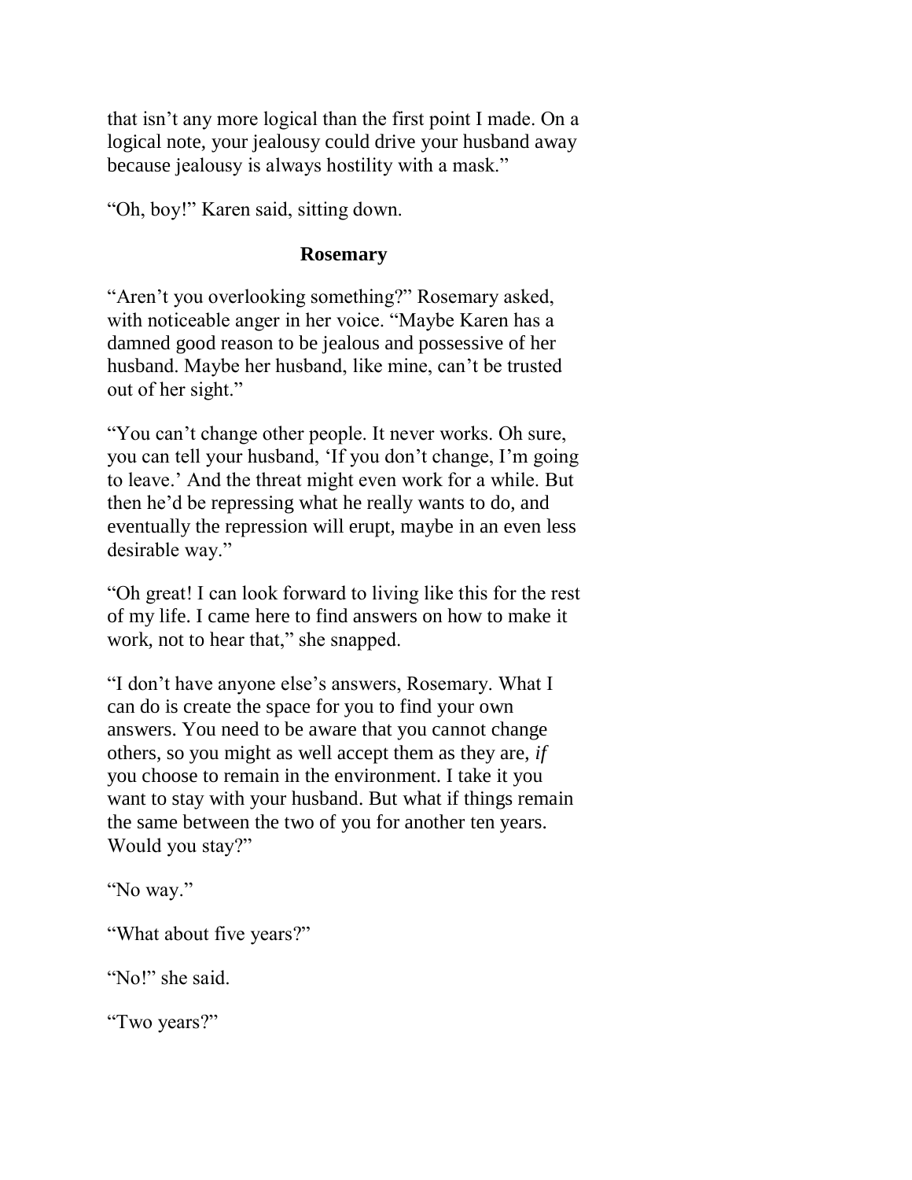that isn't any more logical than the first point I made. On a logical note, your jealousy could drive your husband away because jealousy is always hostility with a mask."

"Oh, boy!" Karen said, sitting down.

### Rosemary

"Aren't you overlooking something?" Rosemary asked, with noticeable anger in her voice. "Maybe Karen has a damned good reason to be jealous and possessive of her husband. Maybe her husband, like mine, can't be trusted out of her sight."

"You can't change other people. It never works. Oh sure, you can tell your husband, 'If you don't change, I'm going to leave.' And the threat might even work for a while. But then he'd be repressing what he really wants to do, and eventually the repression will erupt, maybe in an even less desirable way."

"Oh great! I can look forward to living like this for the rest of my life. I came here to find answers on how to make it work, not to hear that," she snapped.

"I don't have anyone else's answers, Rosemary. What I can do is create the space for you to find your own answers. You need to be aware that you cannot change others, so you might as well accept them as they are, *if* you choose to remain in the environment. I take it you want to stay with your husband. But what if things remain the same between the two of you for another ten years. Would you stay?"

"No way."

"What about five years?"

"No!" she said.

"Two years?"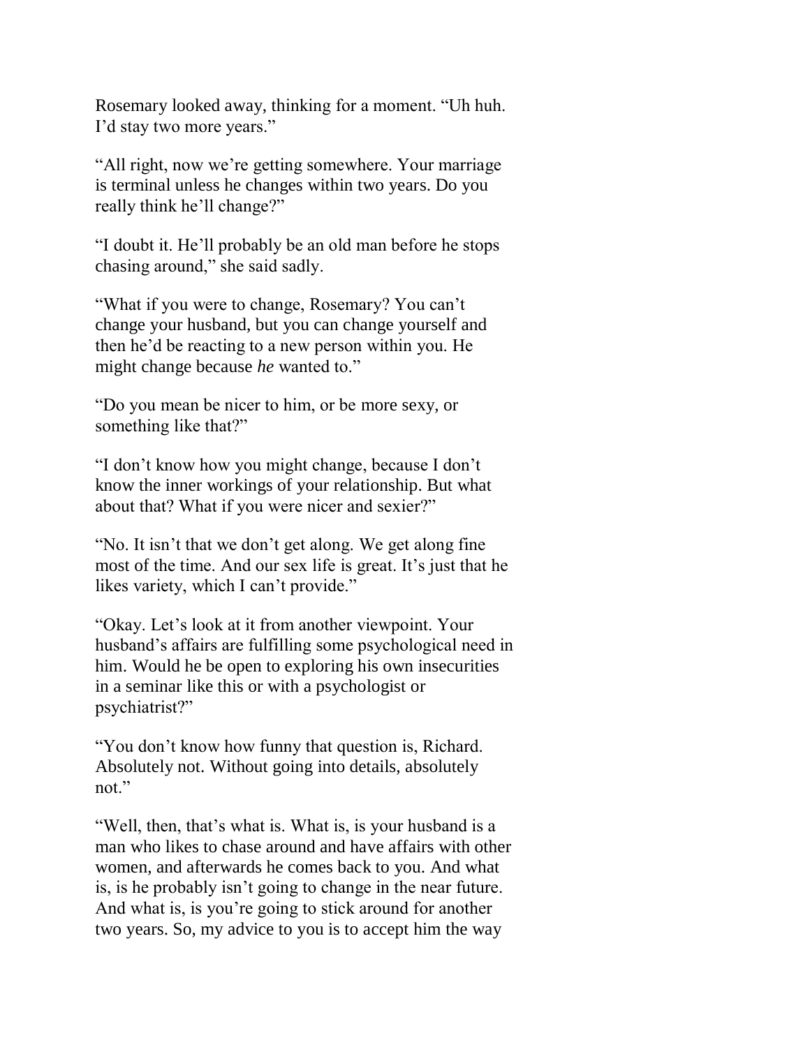Rosemary looked away, thinking for a moment. "Uh huh. I'd stay two more years."

"All right, now we're getting somewhere. Your marriage is terminal unless he changes within two years. Do you really think he'll change?"

"I doubt it. He'll probably be an old man before he stops chasing around," she said sadly.

"What if you were to change, Rosemary? You can't change your husband, but you can change yourself and then he'd be reacting to a new person within you. He might change because *he* wanted to."

"Do you mean be nicer to him, or be more sexy, or something like that?"

"I don't know how you might change, because I don't know the inner workings of your relationship. But what about that? What if you were nicer and sexier?"

"No. It isn't that we don't get along. We get along fine most of the time. And our sex life is great. It's just that he likes variety, which I can't provide."

"Okay. Let's look at it from another viewpoint. Your husband's affairs are fulfilling some psychological need in him. Would he be open to exploring his own insecurities in a seminar like this or with a psychologist or psychiatrist?"

"You don't know how funny that question is, Richard. Absolutely not. Without going into details, absolutely not."

"Well, then, that's what is. What is, is your husband is a man who likes to chase around and have affairs with other women, and afterwards he comes back to you. And what is, is he probably isn't going to change in the near future. And what is, is you're going to stick around for another two years. So, my advice to you is to accept him the way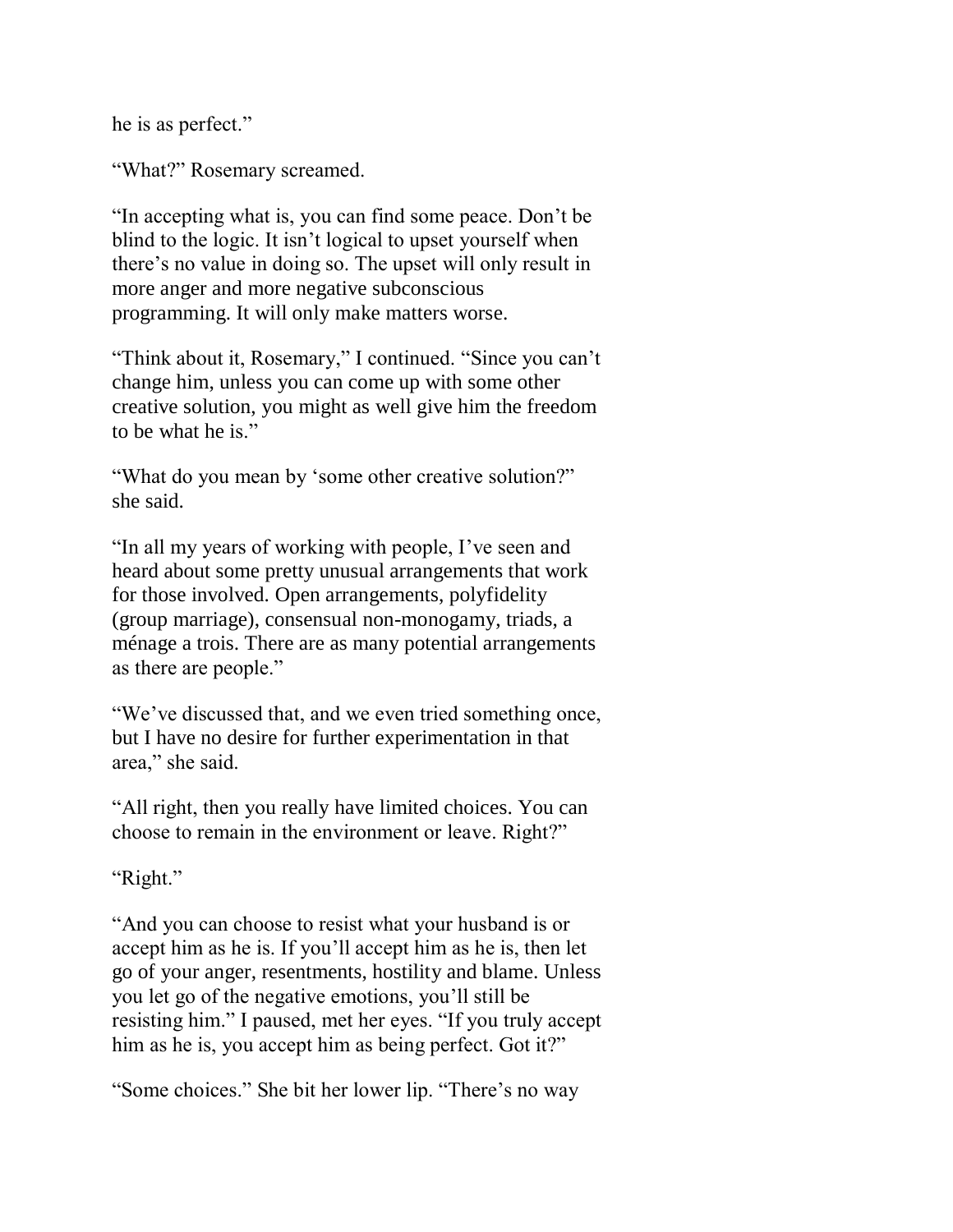he is as perfect."

"What?" Rosemary screamed.

"In accepting what is, you can find some peace. Don't be blind to the logic. It isn't logical to upset yourself when there's no value in doing so. The upset will only result in more anger and more negative subconscious programming. It will only make matters worse.

"Think about it, Rosemary," I continued. "Since you can't change him, unless you can come up with some other creative solution, you might as well give him the freedom to be what he is."

"What do you mean by 'some other creative solution?" she said.

"In all my years of working with people, I've seen and heard about some pretty unusual arrangements that work for those involved. Open arrangements, polyfidelity (group marriage), consensual non-monogamy, triads, a ménage a trois. There are as many potential arrangements as there are people."

"We've discussed that, and we even tried something once, but I have no desire for further experimentation in that area," she said.

"All right, then you really have limited choices. You can choose to remain in the environment or leave. Right?"

"Right."

"And you can choose to resist what your husband is or accept him as he is. If you'll accept him as he is, then let go of your anger, resentments, hostility and blame. Unless you let go of the negative emotions, you'll still be resisting him." I paused, met her eyes. "If you truly accept him as he is, you accept him as being perfect. Got it?"

"Some choices." She bit her lower lip. "There's no way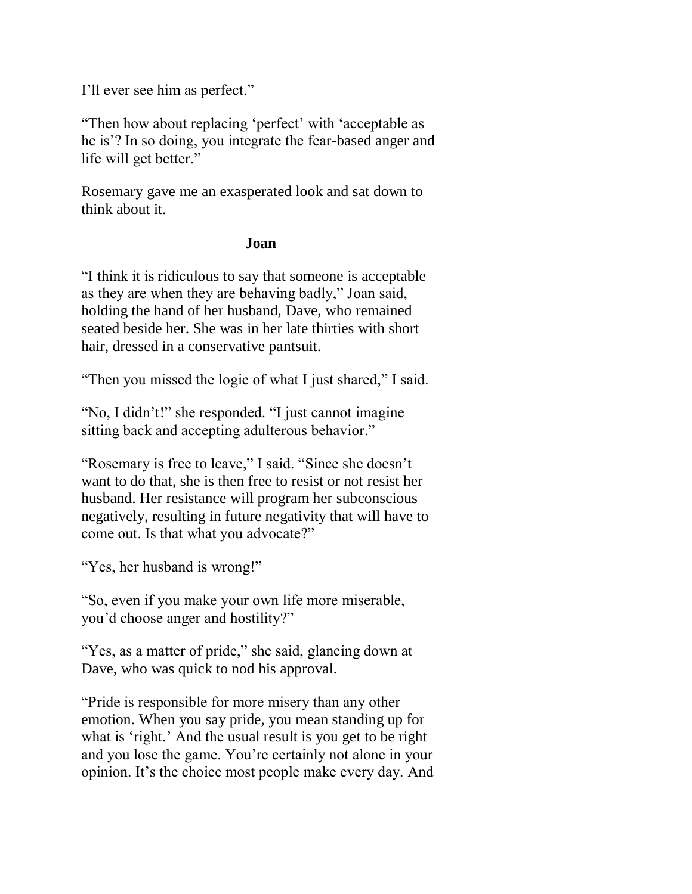I'll ever see him as perfect."

"Then how about replacing 'perfect' with 'acceptable as he is'? In so doing, you integrate the fear-based anger and life will get better."

Rosemary gave me an exasperated look and sat down to think about it.

### Joan

"I think it is ridiculous to say that someone is acceptable as they are when they are behaving badly," Joan said, holding the hand of her husband, Dave, who remained seated beside her. She was in her late thirties with short hair, dressed in a conservative pantsuit.

"Then you missed the logic of what I just shared," I said.

"No, I didn't!" she responded. "I just cannot imagine sitting back and accepting adulterous behavior."

"Rosemary is free to leave," I said. "Since she doesn't want to do that, she is then free to resist or not resist her husband. Her resistance will program her subconscious negatively, resulting in future negativity that will have to come out. Is that what you advocate?"

"Yes, her husband is wrong!"

"So, even if you make your own life more miserable, you'd choose anger and hostility?"

"Yes, as a matter of pride," she said, glancing down at Dave, who was quick to nod his approval.

"Pride is responsible for more misery than any other emotion. When you say pride, you mean standing up for what is 'right.' And the usual result is you get to be right and you lose the game. You're certainly not alone in your opinion. It's the choice most people make every day. And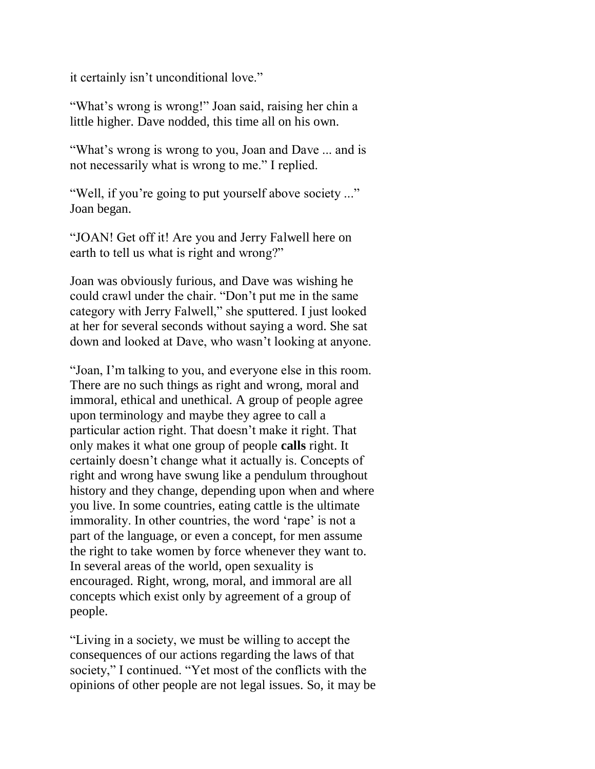it certainly isn't unconditional love."

"What's wrong is wrong!" Joan said, raising her chin a little higher. Dave nodded, this time all on his own.

"What's wrong is wrong to you, Joan and Dave ... and is not necessarily what is wrong to me." I replied.

"Well, if you're going to put yourself above society ..." Joan began.

"JOAN! Get off it! Are you and Jerry Falwell here on earth to tell us what is right and wrong?"

Joan was obviously furious, and Dave was wishing he could crawl under the chair. "Don't put me in the same category with Jerry Falwell," she sputtered. I just looked at her for several seconds without saying a word. She sat down and looked at Dave, who wasn't looking at anyone.

"Joan, I'm talking to you, and everyone else in this room. There are no such things as right and wrong, moral and immoral, ethical and unethical. A group of people agree upon terminology and maybe they agree to call a particular action right. That doesn't make it right. That only makes it what one group of people **calls** right. It certainly doesn't change what it actually is. Concepts of right and wrong have swung like a pendulum throughout history and they change, depending upon when and where you live. In some countries, eating cattle is the ultimate immorality. In other countries, the word 'rape' is not a part of the language, or even a concept, for men assume the right to take women by force whenever they want to. In several areas of the world, open sexuality is encouraged. Right, wrong, moral, and immoral are all concepts which exist only by agreement of a group of people.

"Living in a society, we must be willing to accept the consequences of our actions regarding the laws of that society," I continued. "Yet most of the conflicts with the opinions of other people are not legal issues. So, it may be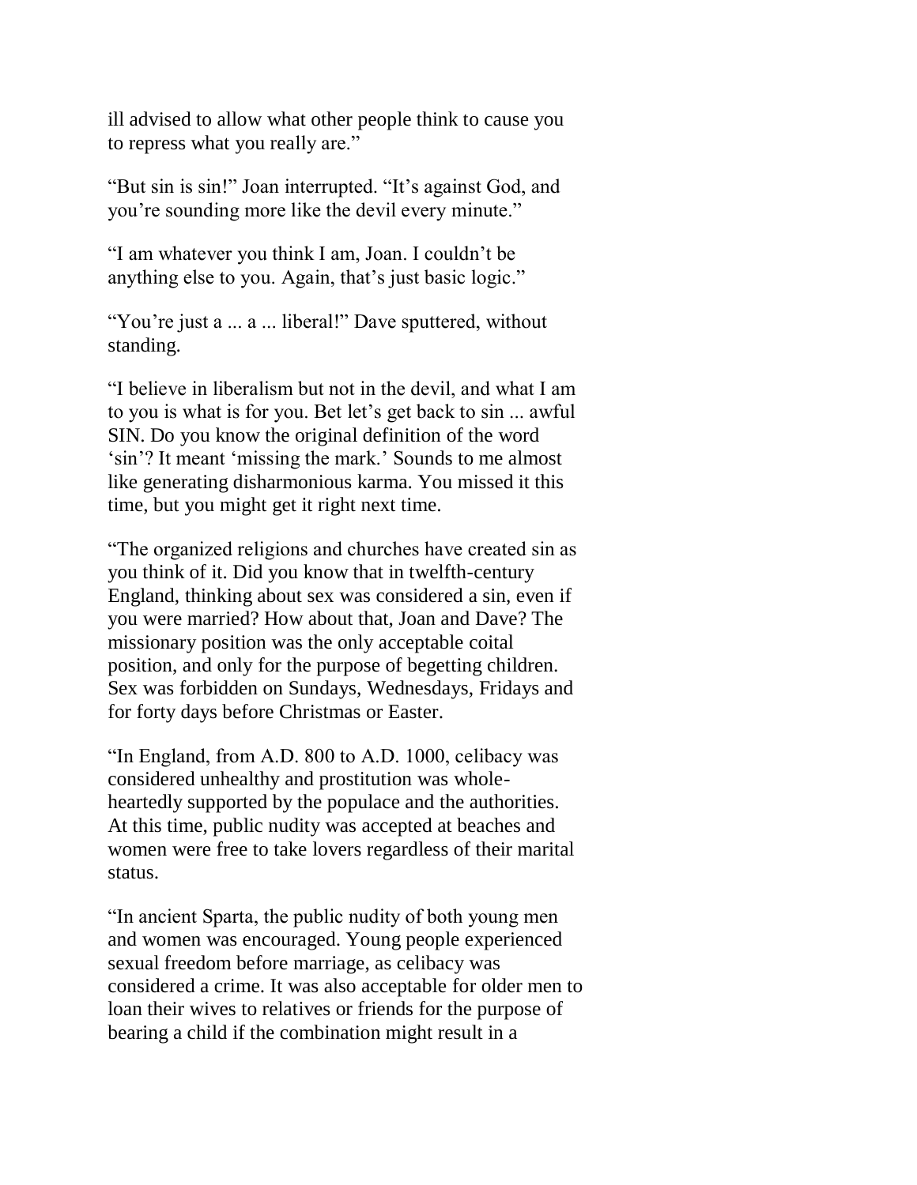ill advised to allow what other people think to cause you to repress what you really are."

"But sin is sin!" Joan interrupted. "It's against God, and you're sounding more like the devil every minute."

"I am whatever you think I am, Joan. I couldn't be anything else to you. Again, that's just basic logic."

"You're just a ... a ... liberal!" Dave sputtered, without standing.

"I believe in liberalism but not in the devil, and what I am to you is what is for you. Bet let's get back to sin ... awful SIN. Do you know the original definition of the word 'sin'? It meant 'missing the mark.' Sounds to me almost like generating disharmonious karma. You missed it this time, but you might get it right next time.

"The organized religions and churches have created sin as you think of it. Did you know that in twelfth-century England, thinking about sex was considered a sin, even if you were married? How about that, Joan and Dave? The missionary position was the only acceptable coital position, and only for the purpose of begetting children. Sex was forbidden on Sundays, Wednesdays, Fridays and for forty days before Christmas or Easter.

"In England, from A.D. 800 to A.D. 1000, celibacy was considered unhealthy and prostitution was whole-heartedly supported by the populace and the authorities. At this time, public nudity was accepted at beaches and women were free to take lovers regardless of their marital status.

"In ancient Sparta, the public nudity of both young men and women was encouraged. Young people experienced sexual freedom before marriage, as celibacy was considered a crime. It was also acceptable for older men to loan their wives to relatives or friends for the purpose of bearing a child if the combination might result in a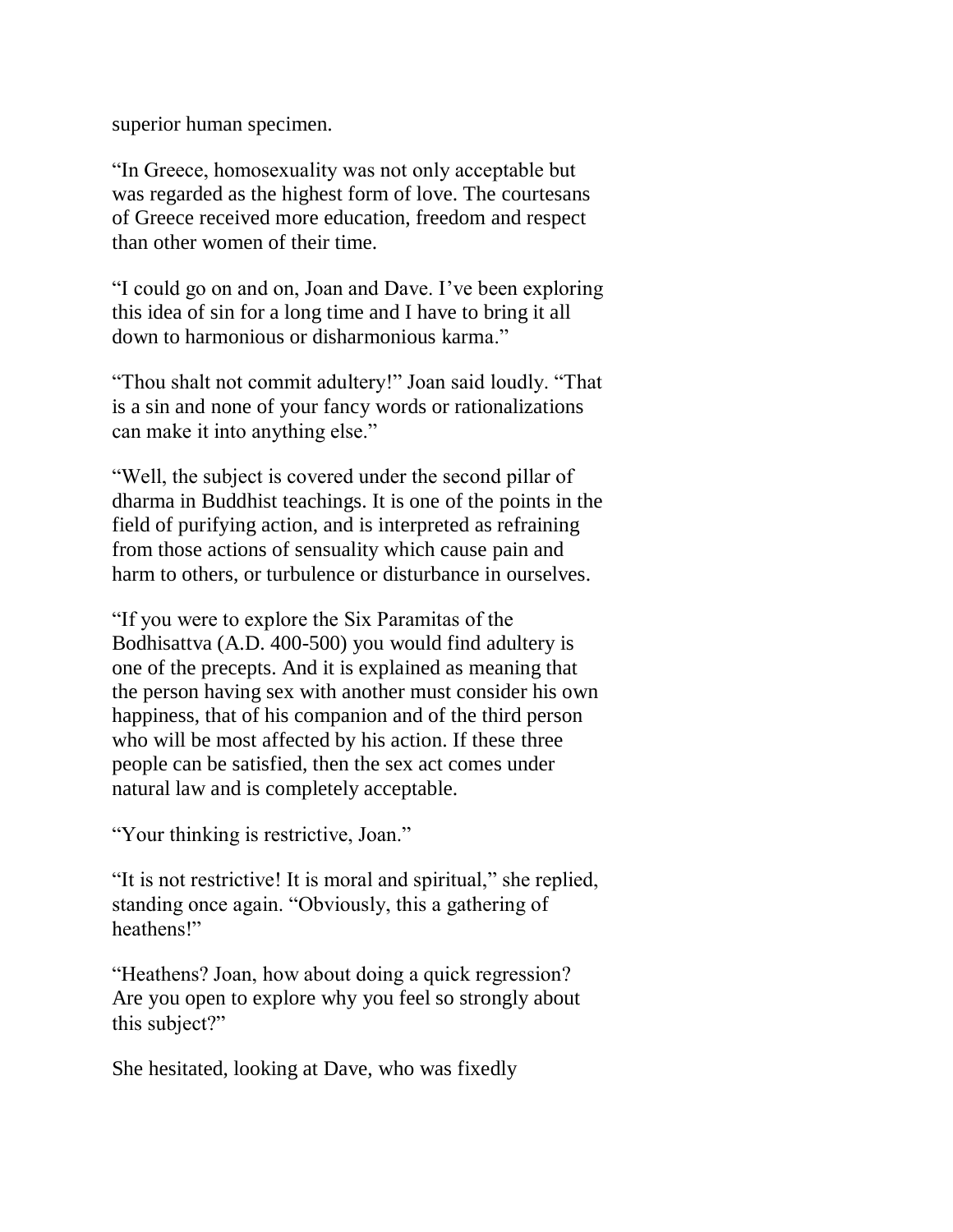superior human specimen.

“In Greece, homosexuality was not only acceptable but was regarded as the highest form of love. The courtesans of Greece received more education, freedom and respect than other women of their time.

“I could go on and on, Joan and Dave. I’ve been exploring this idea of sin for a long time and I have to bring it all down to harmonious or disharmonious karma.”

“Thou shalt not commit adultery!” Joan said loudly. “That is a sin and none of your fancy words or rationalizations can make it into anything else.”

“Well, the subject is covered under the second pillar of dharma in Buddhist teachings. It is one of the points in the field of purifying action, and is interpreted as refraining from those actions of sensuality which cause pain and harm to others, or turbulence or disturbance in ourselves.

“If you were to explore the Six Paramitas of the Bodhisattva (A.D. 400-500) you would find adultery is one of the precepts. And it is explained as meaning that the person having sex with another must consider his own happiness, that of his companion and of the third person who will be most affected by his action. If these three people can be satisfied, then the sex act comes under natural law and is completely acceptable.

“Your thinking is restrictive, Joan.”

“It is not restrictive! It is moral and spiritual,” she replied, standing once again. “Obviously, this a gathering of heathens!”

“Heathens? Joan, how about doing a quick regression? Are you open to explore why you feel so strongly about this subject?”

She hesitated, looking at Dave, who was fixedly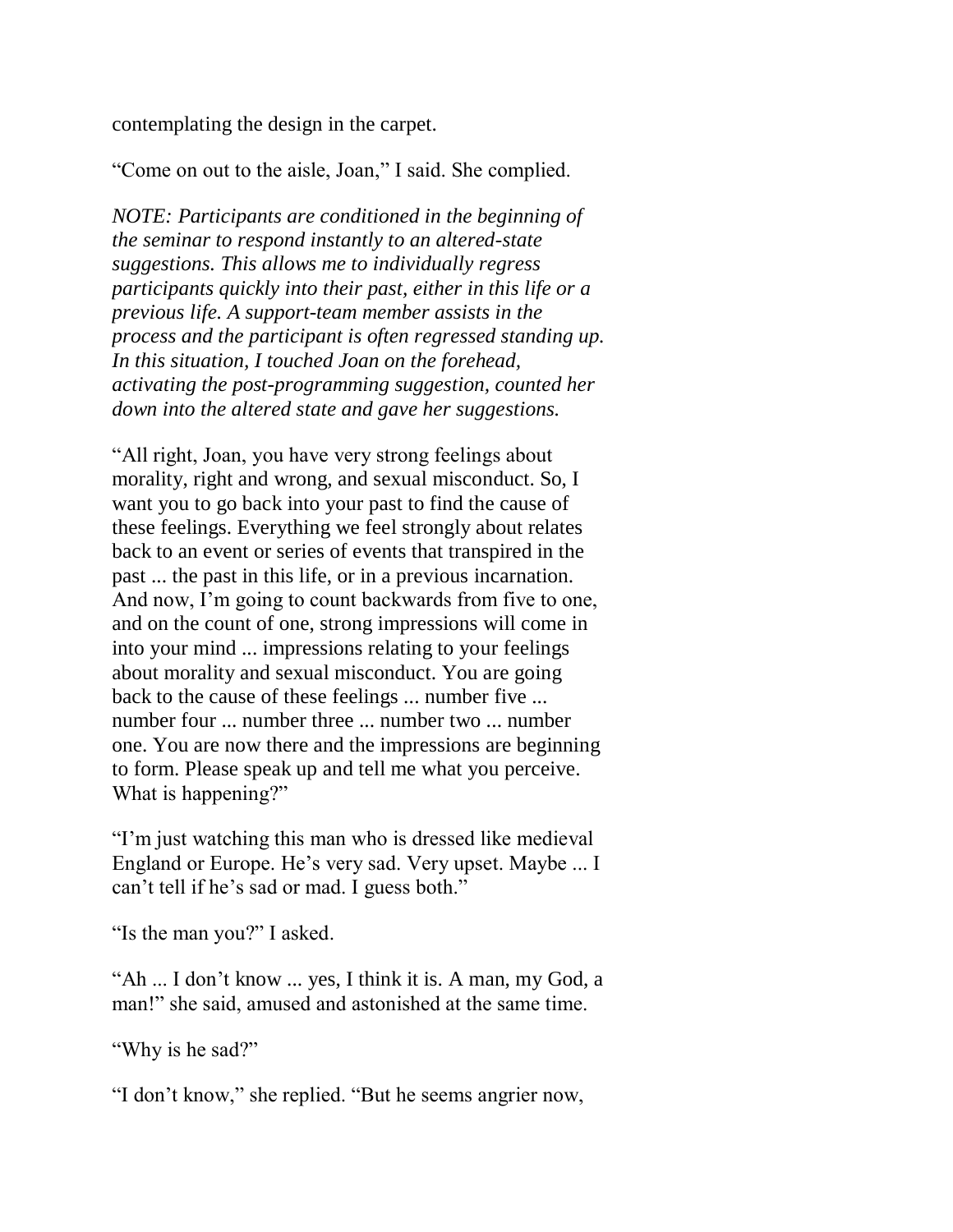contemplating the design in the carpet.

"Come on out to the aisle, Joan," I said. She complied.

*NOTE: Participants are conditioned in the beginning of the seminar to respond instantly to an altered-state suggestions. This allows me to individually regress participants quickly into their past, either in this life or a previous life. A support-team member assists in the process and the participant is often regressed standing up. In this situation, I touched Joan on the forehead, activating the post-programming suggestion, counted her down into the altered state and gave her suggestions.*

"All right, Joan, you have very strong feelings about morality, right and wrong, and sexual misconduct. So, I want you to go back into your past to find the cause of these feelings. Everything we feel strongly about relates back to an event or series of events that transpired in the past ... the past in this life, or in a previous incarnation. And now, I'm going to count backwards from five to one, and on the count of one, strong impressions will come in into your mind ... impressions relating to your feelings about morality and sexual misconduct. You are going back to the cause of these feelings ... number five ... number four ... number three ... number two ... number one. You are now there and the impressions are beginning to form. Please speak up and tell me what you perceive. What is happening?"

"I'm just watching this man who is dressed like medieval England or Europe. He's very sad. Very upset. Maybe ... I can't tell if he's sad or mad. I guess both."

"Is the man you?" I asked.

"Ah ... I don't know ... yes, I think it is. A man, my God, a man!" she said, amused and astonished at the same time.

"Why is he sad?"

"I don't know," she replied. "But he seems angrier now,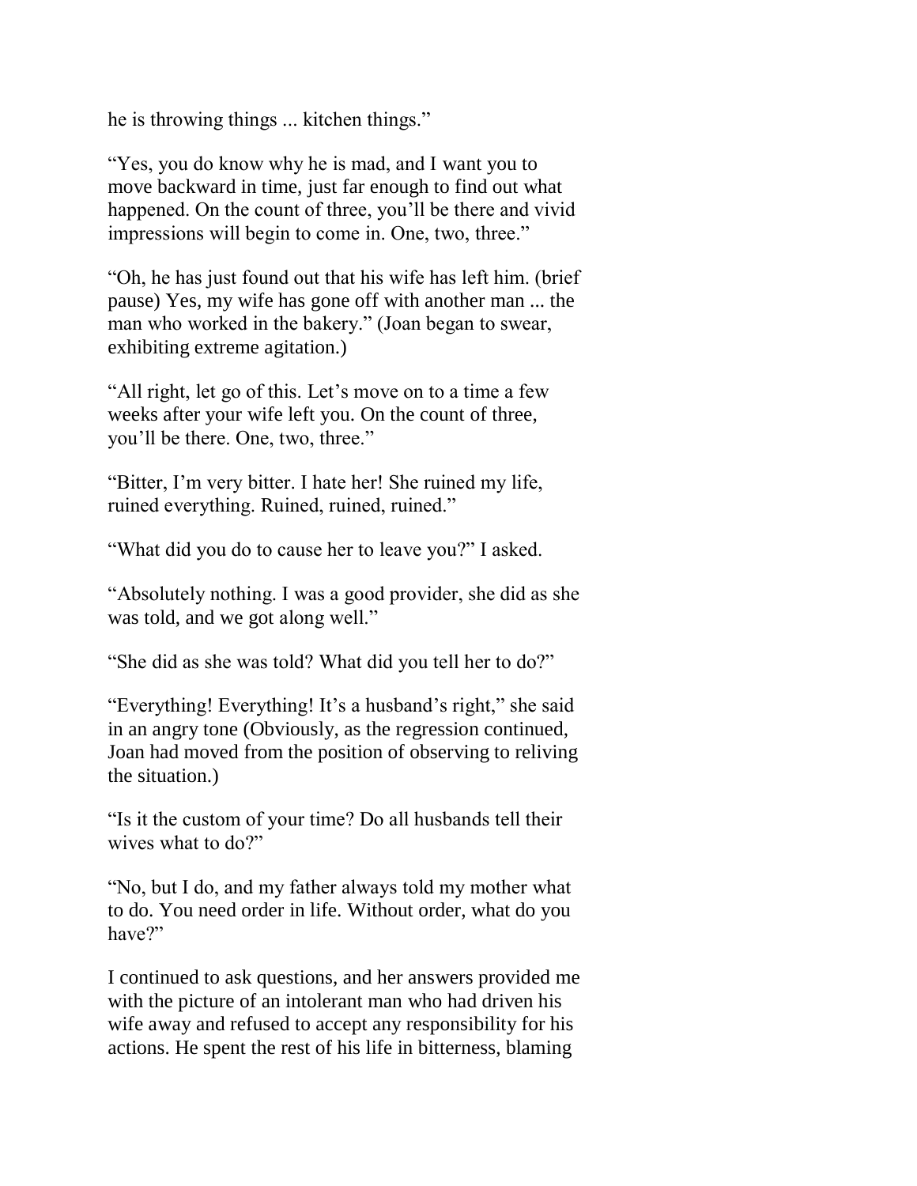he is throwing things ... kitchen things."

"Yes, you do know why he is mad, and I want you to move backward in time, just far enough to find out what happened. On the count of three, you'll be there and vivid impressions will begin to come in. One, two, three."

"Oh, he has just found out that his wife has left him. (brief pause) Yes, my wife has gone off with another man ... the man who worked in the bakery." (Joan began to swear, exhibiting extreme agitation.)

"All right, let go of this. Let's move on to a time a few weeks after your wife left you. On the count of three, you'll be there. One, two, three."

"Bitter, I'm very bitter. I hate her! She ruined my life, ruined everything. Ruined, ruined, ruined."

"What did you do to cause her to leave you?" I asked.

"Absolutely nothing. I was a good provider, she did as she was told, and we got along well."

"She did as she was told? What did you tell her to do?"

"Everything! Everything! It's a husband's right," she said in an angry tone (Obviously, as the regression continued, Joan had moved from the position of observing to reliving the situation.)

"Is it the custom of your time? Do all husbands tell their wives what to do?"

"No, but I do, and my father always told my mother what to do. You need order in life. Without order, what do you have?"

I continued to ask questions, and her answers provided me with the picture of an intolerant man who had driven his wife away and refused to accept any responsibility for his actions. He spent the rest of his life in bitterness, blaming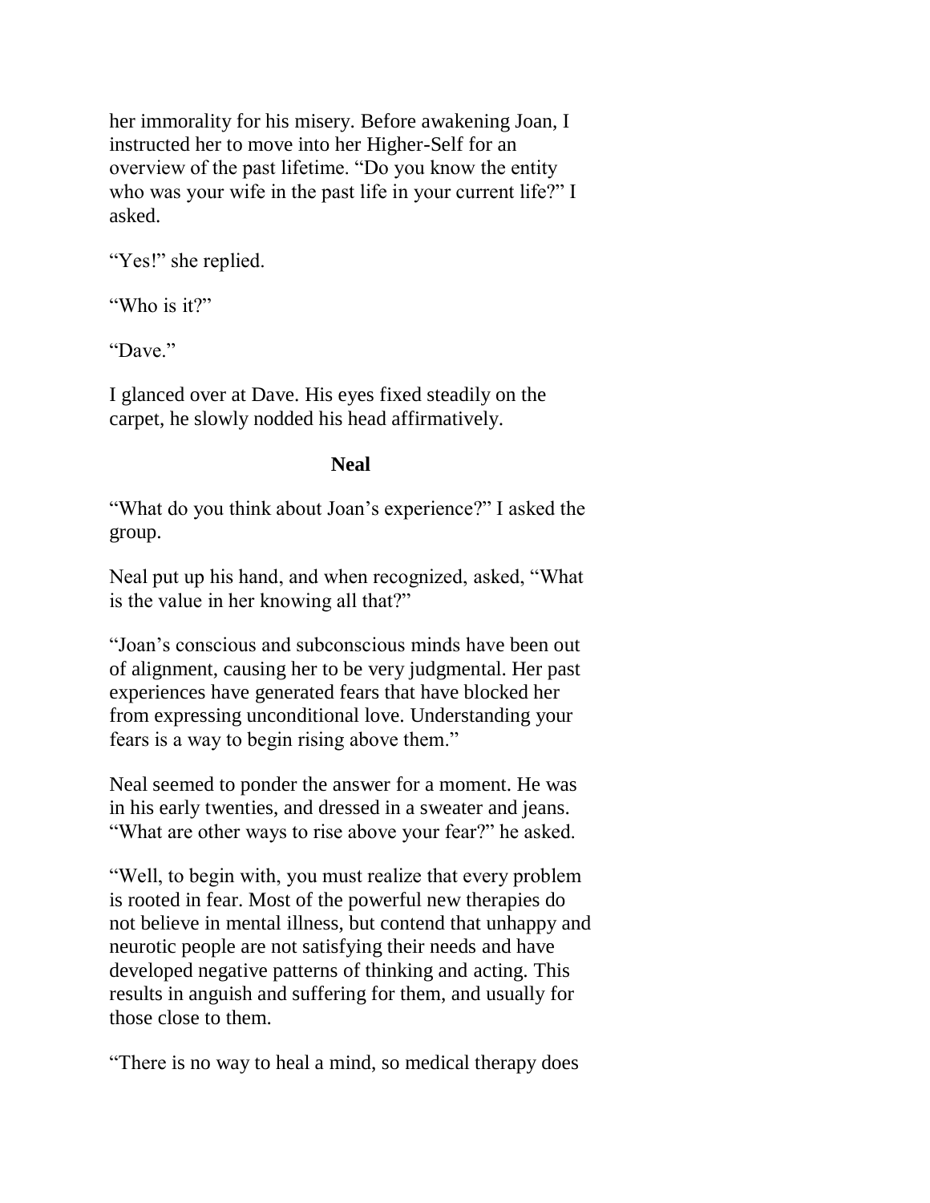her immorality for his misery. Before awakening Joan, I instructed her to move into her Higher-Self for an overview of the past lifetime. “Do you know the entity who was your wife in the past life in your current life?” I asked.

“Yes!” she replied.

“Who is it?”

“Dave.”

I glanced over at Dave. His eyes fixed steadily on the carpet, he slowly nodded his head affirmatively.

### Neal

“What do you think about Joan’s experience?” I asked the group.

Neal put up his hand, and when recognized, asked, “What is the value in her knowing all that?”

“Joan’s conscious and subconscious minds have been out of alignment, causing her to be very judgmental. Her past experiences have generated fears that have blocked her from expressing unconditional love. Understanding your fears is a way to begin rising above them.”

Neal seemed to ponder the answer for a moment. He was in his early twenties, and dressed in a sweater and jeans. “What are other ways to rise above your fear?” he asked.

“Well, to begin with, you must realize that every problem is rooted in fear. Most of the powerful new therapies do not believe in mental illness, but contend that unhappy and neurotic people are not satisfying their needs and have developed negative patterns of thinking and acting. This results in anguish and suffering for them, and usually for those close to them.

“There is no way to heal a mind, so medical therapy does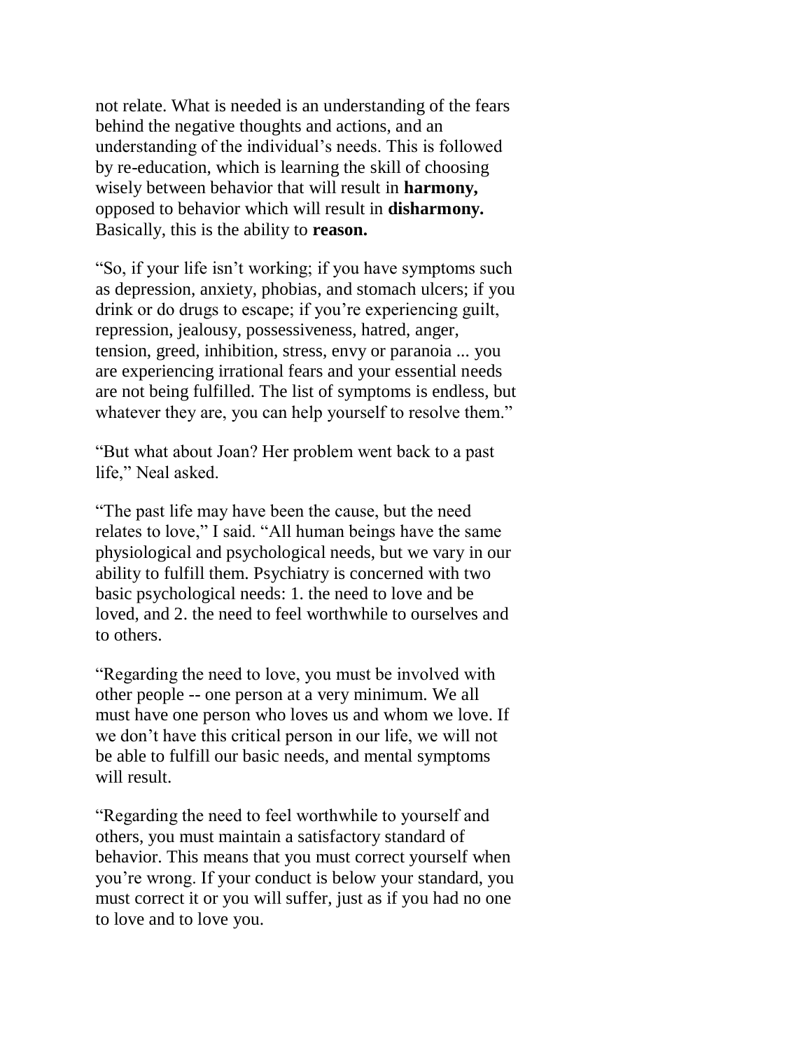not relate. What is needed is an understanding of the fears behind the negative thoughts and actions, and an understanding of the individual's needs. This is followed by re-education, which is learning the skill of choosing wisely between behavior that will result in **harmony,** opposed to behavior which will result in **disharmony.** Basically, this is the ability to **reason.**

"So, if your life isn't working; if you have symptoms such as depression, anxiety, phobias, and stomach ulcers; if you drink or do drugs to escape; if you're experiencing guilt, repression, jealousy, possessiveness, hatred, anger, tension, greed, inhibition, stress, envy or paranoia ... you are experiencing irrational fears and your essential needs are not being fulfilled. The list of symptoms is endless, but whatever they are, you can help yourself to resolve them."

"But what about Joan? Her problem went back to a past life," Neal asked.

"The past life may have been the cause, but the need relates to love," I said. "All human beings have the same physiological and psychological needs, but we vary in our ability to fulfill them. Psychiatry is concerned with two basic psychological needs: 1. the need to love and be loved, and 2. the need to feel worthwhile to ourselves and to others.

"Regarding the need to love, you must be involved with other people -- one person at a very minimum. We all must have one person who loves us and whom we love. If we don't have this critical person in our life, we will not be able to fulfill our basic needs, and mental symptoms will result.

"Regarding the need to feel worthwhile to yourself and others, you must maintain a satisfactory standard of behavior. This means that you must correct yourself when you're wrong. If your conduct is below your standard, you must correct it or you will suffer, just as if you had no one to love and to love you.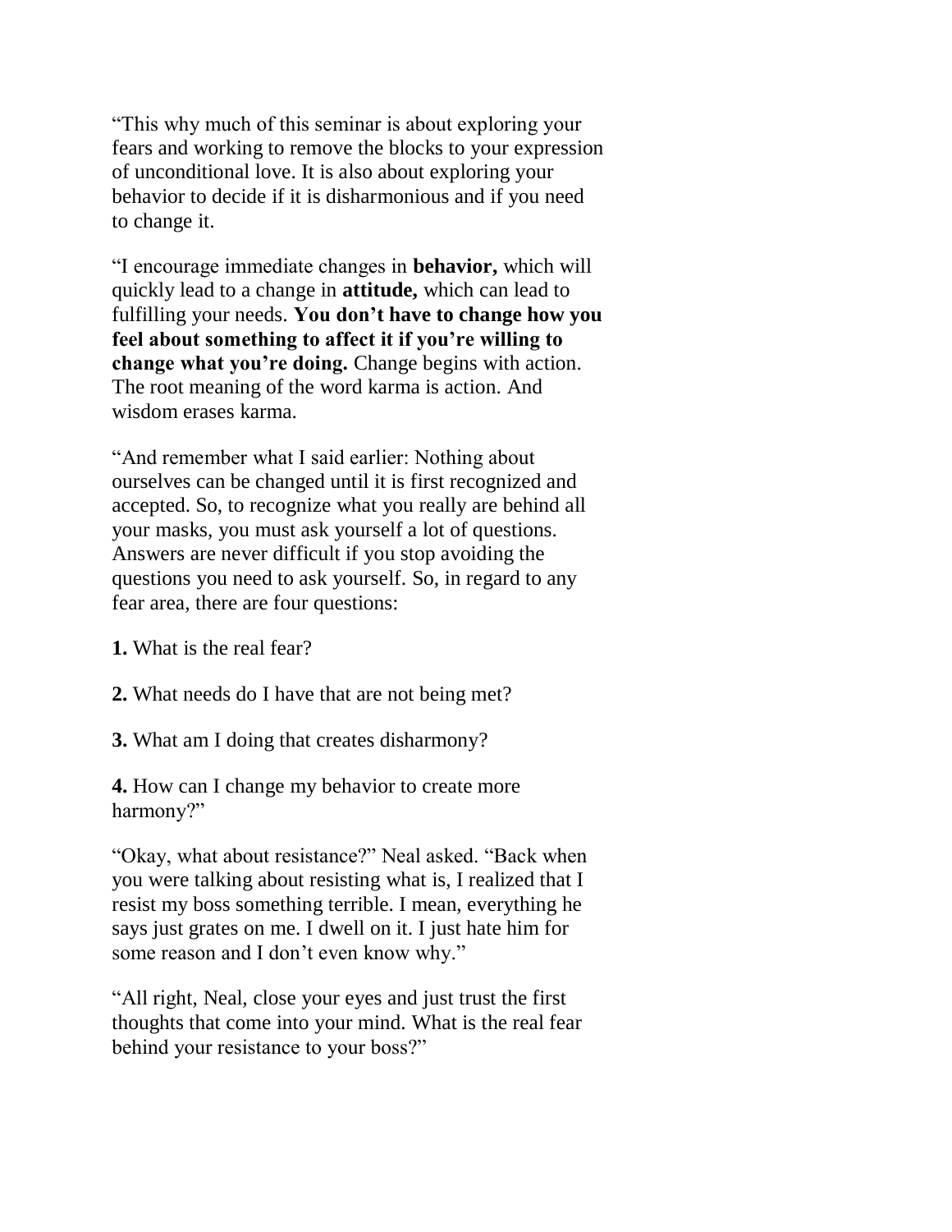"This why much of this seminar is about exploring your fears and working to remove the blocks to your expression of unconditional love. It is also about exploring your behavior to decide if it is disharmonious and if you need to change it.

"I encourage immediate changes in **behavior,** which will quickly lead to a change in **attitude,** which can lead to fulfilling your needs. **You don't have to change how you feel about something to affect it if you're willing to change what you're doing.** Change begins with action. The root meaning of the word karma is action. And wisdom erases karma.

"And remember what I said earlier: Nothing about ourselves can be changed until it is first recognized and accepted. So, to recognize what you really are behind all your masks, you must ask yourself a lot of questions. Answers are never difficult if you stop avoiding the questions you need to ask yourself. So, in regard to any fear area, there are four questions:

**1.** What is the real fear?

**2.** What needs do I have that are not being met?

**3.** What am I doing that creates disharmony?

**4.** How can I change my behavior to create more harmony?"

"Okay, what about resistance?" Neal asked. "Back when you were talking about resisting what is, I realized that I resist my boss something terrible. I mean, everything he says just grates on me. I dwell on it. I just hate him for some reason and I don't even know why."

"All right, Neal, close your eyes and just trust the first thoughts that come into your mind. What is the real fear behind your resistance to your boss?"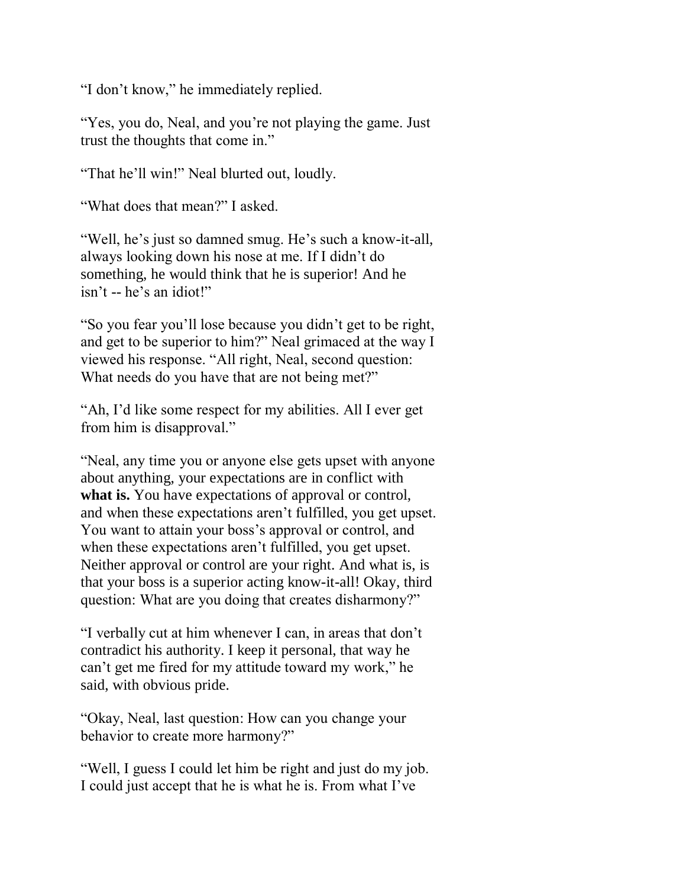"I don't know," he immediately replied.

"Yes, you do, Neal, and you're not playing the game. Just trust the thoughts that come in."

"That he'll win!" Neal blurted out, loudly.

"What does that mean?" I asked.

"Well, he's just so damned smug. He's such a know-it-all, always looking down his nose at me. If I didn't do something, he would think that he is superior! And he isn't -- he's an idiot!"

"So you fear you'll lose because you didn't get to be right, and get to be superior to him?" Neal grimaced at the way I viewed his response. "All right, Neal, second question: What needs do you have that are not being met?"

"Ah, I'd like some respect for my abilities. All I ever get from him is disapproval."

"Neal, any time you or anyone else gets upset with anyone about anything, your expectations are in conflict with **what is.** You have expectations of approval or control, and when these expectations aren't fulfilled, you get upset. You want to attain your boss's approval or control, and when these expectations aren't fulfilled, you get upset. Neither approval or control are your right. And what is, is that your boss is a superior acting know-it-all! Okay, third question: What are you doing that creates disharmony?"

"I verbally cut at him whenever I can, in areas that don't contradict his authority. I keep it personal, that way he can't get me fired for my attitude toward my work," he said, with obvious pride.

"Okay, Neal, last question: How can you change your behavior to create more harmony?"

"Well, I guess I could let him be right and just do my job. I could just accept that he is what he is. From what I've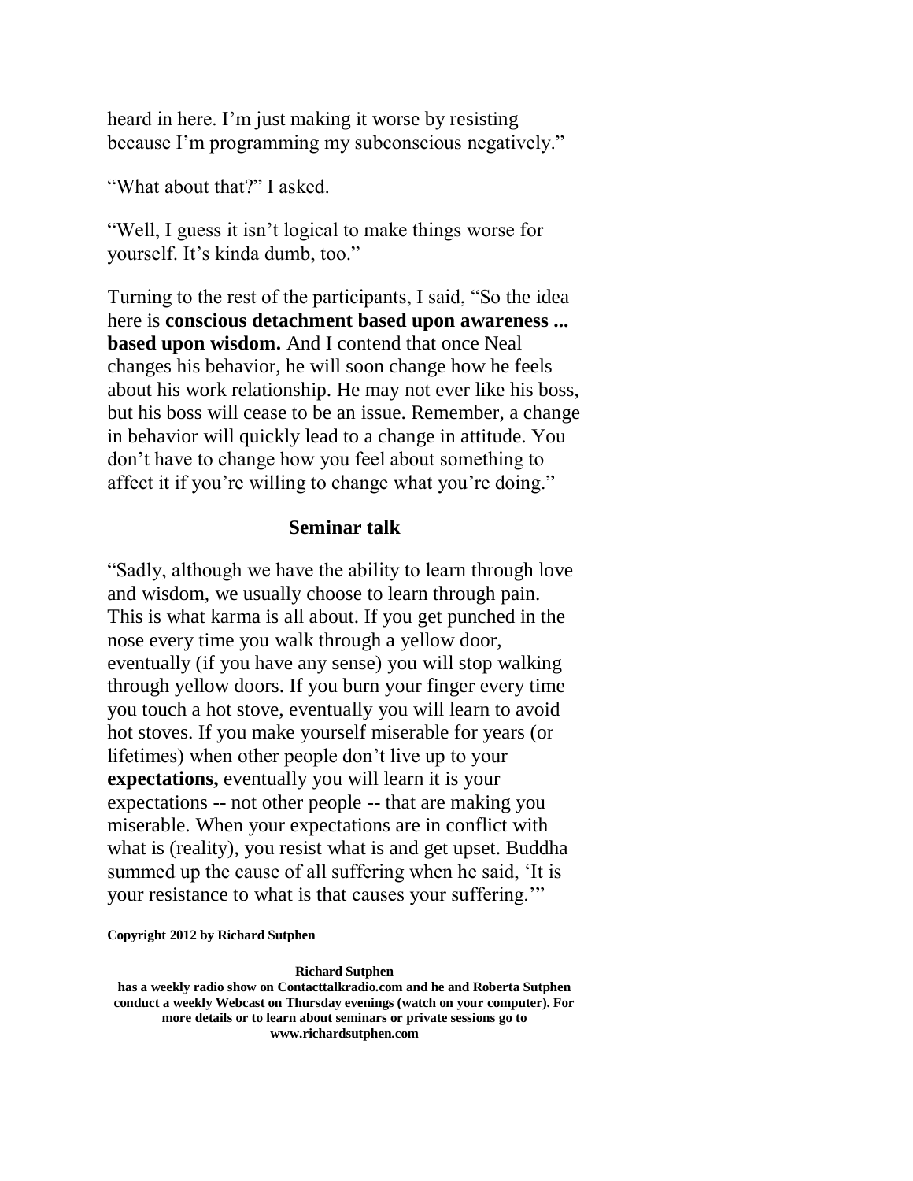heard in here. I'm just making it worse by resisting because I'm programming my subconscious negatively."

"What about that?" I asked.

"Well, I guess it isn't logical to make things worse for yourself. It's kinda dumb, too."

Turning to the rest of the participants, I said, "So the idea here is **conscious detachment based upon awareness ... based upon wisdom.** And I contend that once Neal changes his behavior, he will soon change how he feels about his work relationship. He may not ever like his boss, but his boss will cease to be an issue. Remember, a change in behavior will quickly lead to a change in attitude. You don't have to change how you feel about something to affect it if you're willing to change what you're doing."

### Seminar talk

"Sadly, although we have the ability to learn through love and wisdom, we usually choose to learn through pain. This is what karma is all about. If you get punched in the nose every time you walk through a yellow door, eventually (if you have any sense) you will stop walking through yellow doors. If you burn your finger every time you touch a hot stove, eventually you will learn to avoid hot stoves. If you make yourself miserable for years (or lifetimes) when other people don't live up to your **expectations,** eventually you will learn it is your expectations -- not other people -- that are making you miserable. When your expectations are in conflict with what is (reality), you resist what is and get upset. Buddha summed up the cause of all suffering when he said, 'It is your resistance to what is that causes your suffering.'"

**Copyright 2012 by Richard Sutphen**

**Richard Sutphen has a weekly radio show on Contacttalkradio.com and he and Roberta Sutphen conduct a weekly Webcast on Thursday evenings (watch on your computer). For more details or to learn about seminars or private sessions go to www.richardsutphen.com**